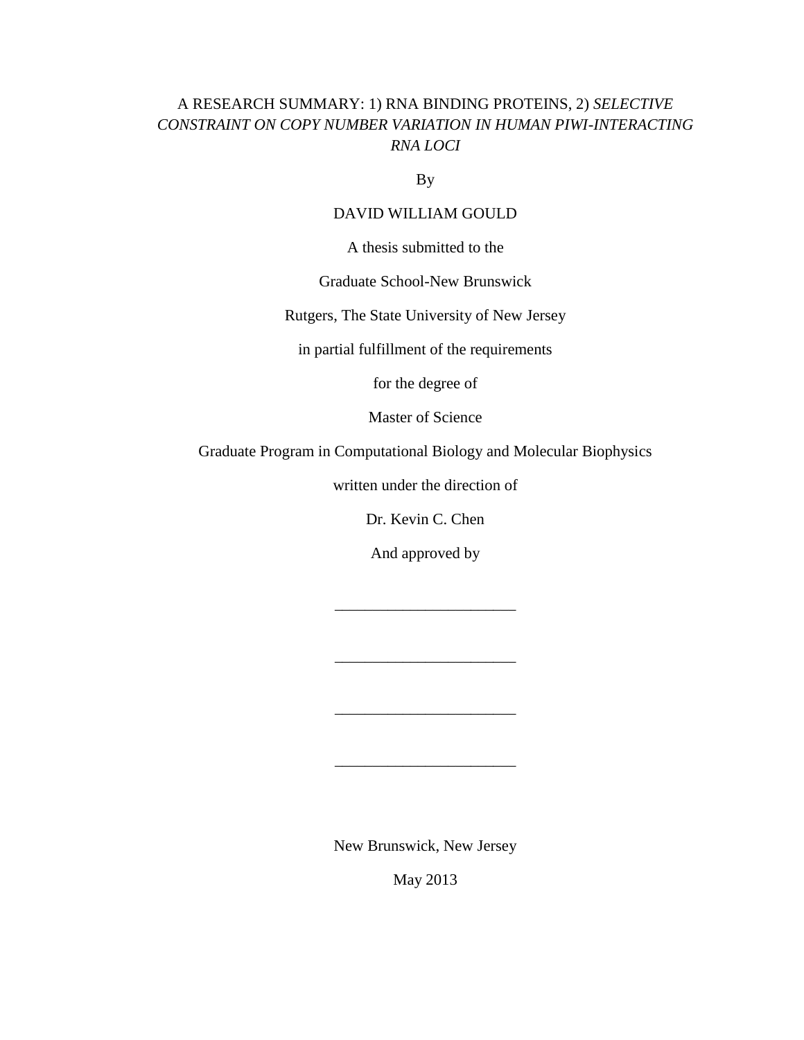# A RESEARCH SUMMARY: 1) RNA BINDING PROTEINS, 2) *SELECTIVE CONSTRAINT ON COPY NUMBER VARIATION IN HUMAN PIWI-INTERACTING RNA LOCI*

By

DAVID WILLIAM GOULD

A thesis submitted to the

Graduate School-New Brunswick

Rutgers, The State University of New Jersey

in partial fulfillment of the requirements

for the degree of

Master of Science

Graduate Program in Computational Biology and Molecular Biophysics

written under the direction of

Dr. Kevin C. Chen

And approved by

_______________________

_______________________

_______________________

_______________________

New Brunswick, New Jersey

May 2013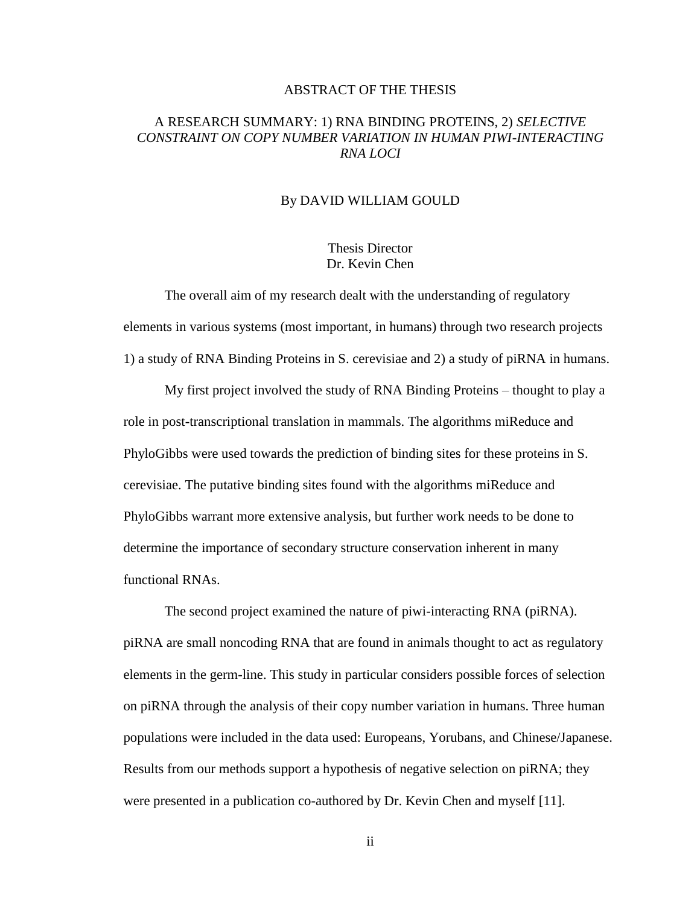# ABSTRACT OF THE THESIS

## A RESEARCH SUMMARY: 1) RNA BINDING PROTEINS, 2) *SELECTIVE CONSTRAINT ON COPY NUMBER VARIATION IN HUMAN PIWI-INTERACTING RNA LOCI*

By DAVID WILLIAM GOULD

Thesis Director
Dr. Kevin Chen

The overall aim of my research dealt with the understanding of regulatory elements in various systems (most important, in humans) through two research projects 1) a study of RNA Binding Proteins in S. cerevisiae and 2) a study of piRNA in humans.

My first project involved the study of RNA Binding Proteins – thought to play a role in post-transcriptional translation in mammals. The algorithms miReduce and PhyloGibbs were used towards the prediction of binding sites for these proteins in S. cerevisiae. The putative binding sites found with the algorithms miReduce and PhyloGibbs warrant more extensive analysis, but further work needs to be done to determine the importance of secondary structure conservation inherent in many functional RNAs.

The second project examined the nature of piwi-interacting RNA (piRNA). piRNA are small noncoding RNA that are found in animals thought to act as regulatory elements in the germ-line. This study in particular considers possible forces of selection on piRNA through the analysis of their copy number variation in humans. Three human populations were included in the data used: Europeans, Yorubans, and Chinese/Japanese. Results from our methods support a hypothesis of negative selection on piRNA; they were presented in a publication co-authored by Dr. Kevin Chen and myself [11].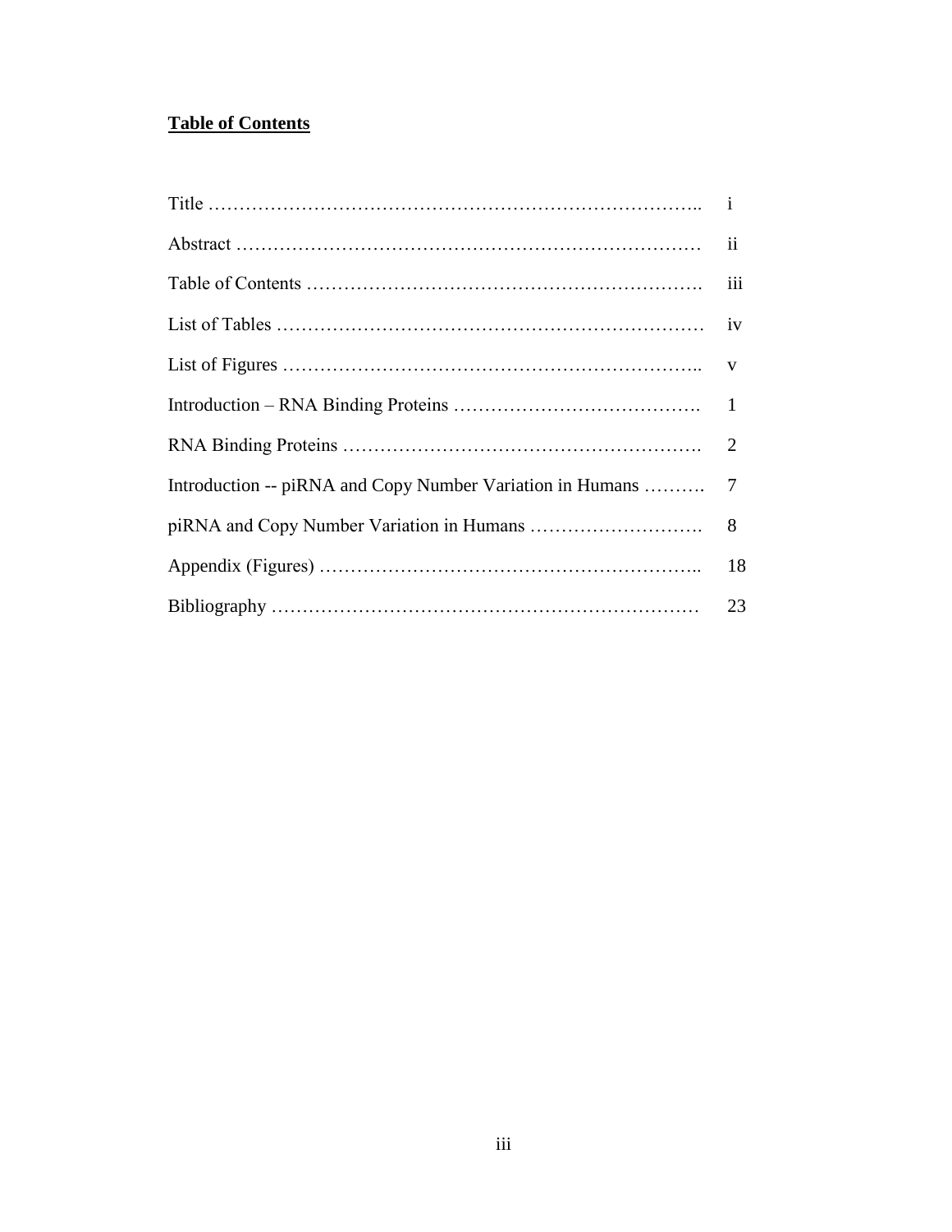# Table of Contents

| | |
|---|---|
| Title …………………………………………………………………….. | i |
| Abstract ……………………………………………………………… | ii |
| Table of Contents ……………………………………………………. | iii |
| List of Tables ………………………………………………………… | iv |
| List of Figures ……………………………………………………….. | v |
| Introduction – RNA Binding Proteins …………………………………. | 1 |
| RNA Binding Proteins …………………………………………………. | 2 |
| Introduction -- piRNA and Copy Number Variation in Humans ………. | 7 |
| piRNA and Copy Number Variation in Humans ………………………. | 8 |
| Appendix (Figures) ………………………………………………….. | 18 |
| Bibliography ………………………………………………………… | 23 |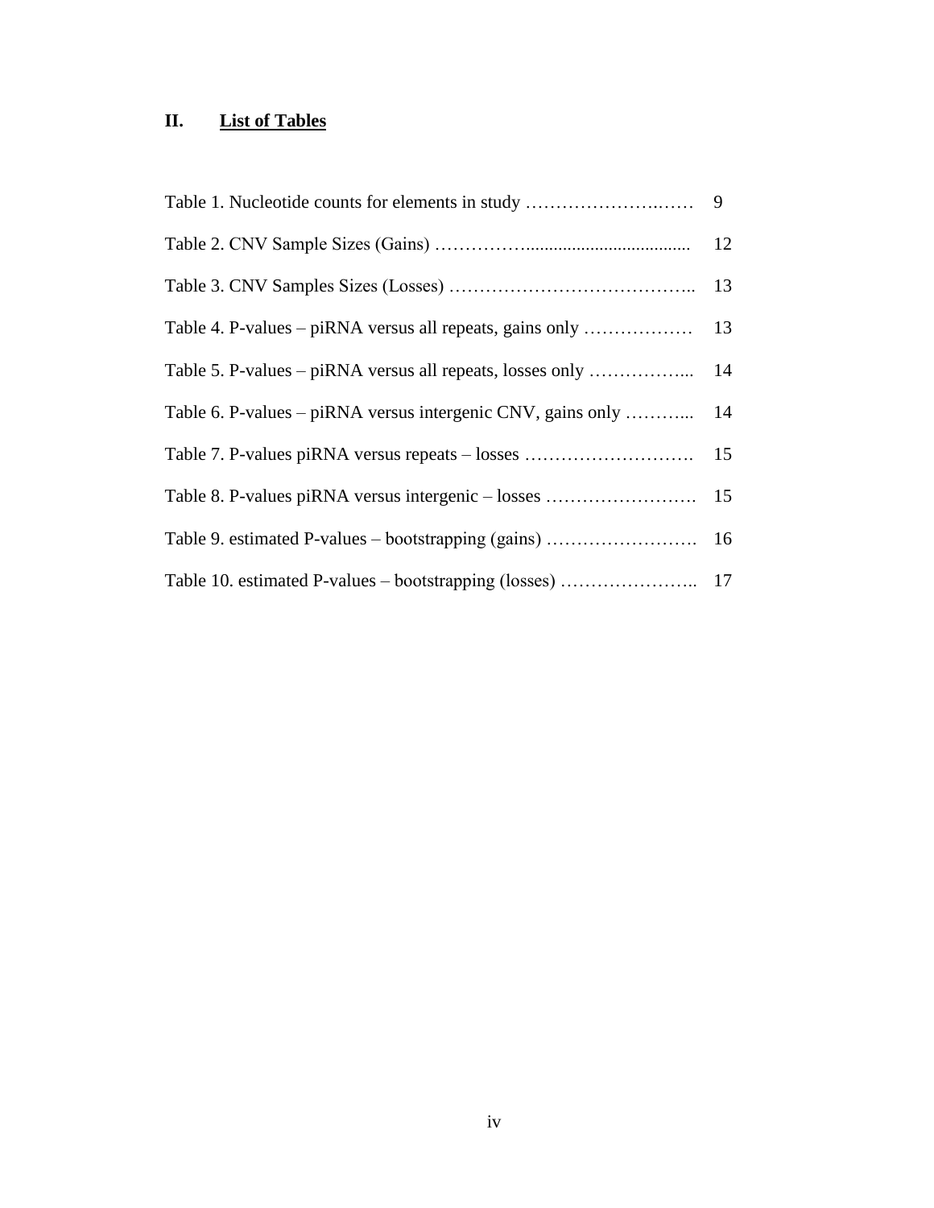## II. List of Tables

| | |
|---|---|
| Table 1. Nucleotide counts for elements in study ……………………..…… | 9 |
| Table 2. CNV Sample Sizes (Gains) ……………..................................... | 12 |
| Table 3. CNV Samples Sizes (Losses) ………………………………….. | 13 |
| Table 4. P-values – piRNA versus all repeats, gains only ……………… | 13 |
| Table 5. P-values – piRNA versus all repeats, losses only ……………... | 14 |
| Table 6. P-values – piRNA versus intergenic CNV, gains only ………... | 14 |
| Table 7. P-values piRNA versus repeats – losses ………………………. | 15 |
| Table 8. P-values piRNA versus intergenic – losses ……………………. | 15 |
| Table 9. estimated P-values – bootstrapping (gains) ……………………. | 16 |
| Table 10. estimated P-values – bootstrapping (losses) ………………….. | 17 |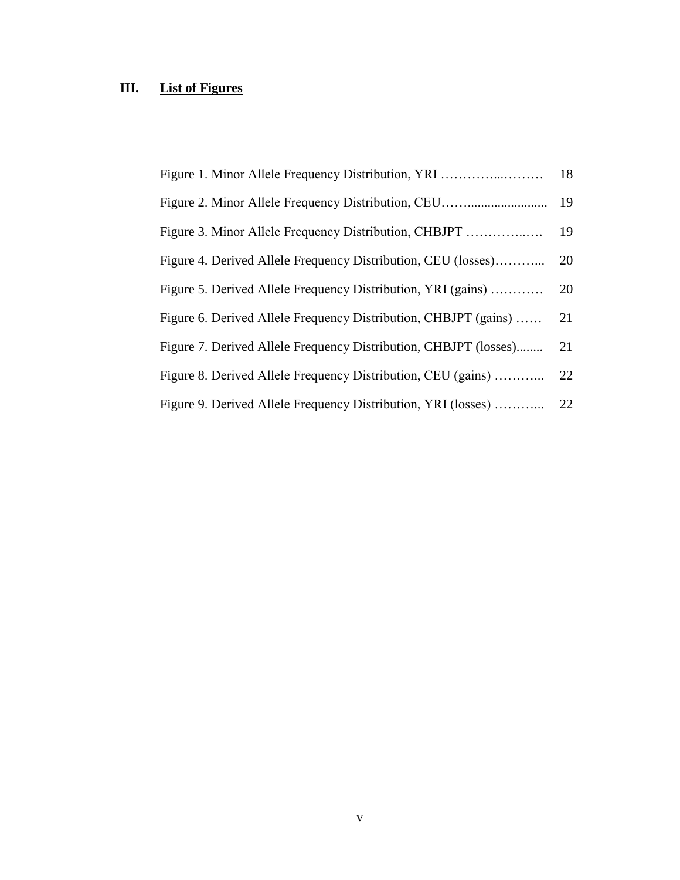## III. List of Figures

| | |
|---|---|
| Figure 1. Minor Allele Frequency Distribution, YRI | 18 |
| Figure 2. Minor Allele Frequency Distribution, CEU | 19 |
| Figure 3. Minor Allele Frequency Distribution, CHBJPT | 19 |
| Figure 4. Derived Allele Frequency Distribution, CEU (losses) | 20 |
| Figure 5. Derived Allele Frequency Distribution, YRI (gains) | 20 |
| Figure 6. Derived Allele Frequency Distribution, CHBJPT (gains) | 21 |
| Figure 7. Derived Allele Frequency Distribution, CHBJPT (losses) | 21 |
| Figure 8. Derived Allele Frequency Distribution, CEU (gains) | 22 |
| Figure 9. Derived Allele Frequency Distribution, YRI (losses) | 22 |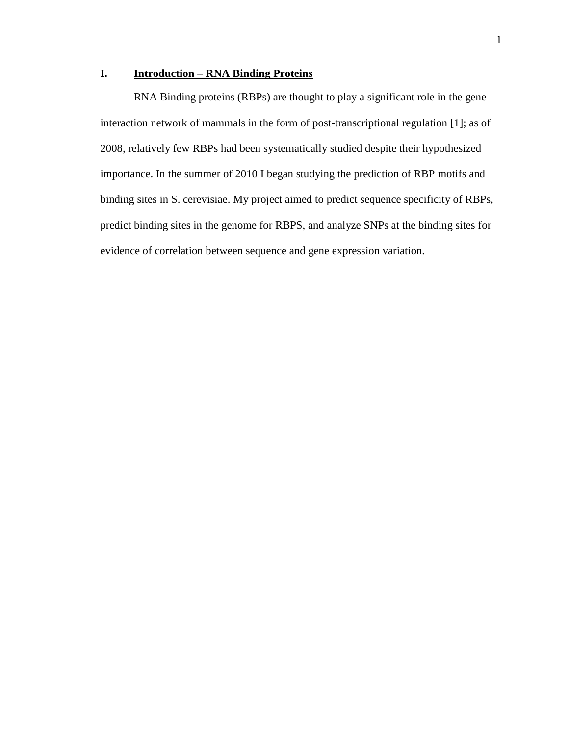## I. Introduction – RNA Binding Proteins

RNA Binding proteins (RBPs) are thought to play a significant role in the gene interaction network of mammals in the form of post-transcriptional regulation [1]; as of 2008, relatively few RBPs had been systematically studied despite their hypothesized importance. In the summer of 2010 I began studying the prediction of RBP motifs and binding sites in S. cerevisiae. My project aimed to predict sequence specificity of RBPs, predict binding sites in the genome for RBPS, and analyze SNPs at the binding sites for evidence of correlation between sequence and gene expression variation.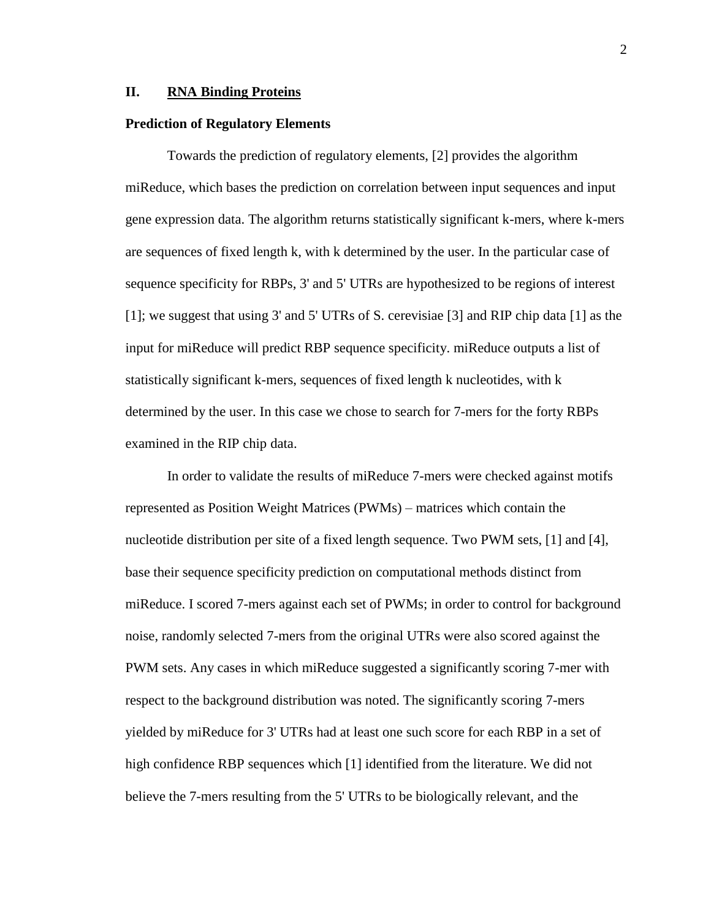## II. RNA Binding Proteins

### Prediction of Regulatory Elements

Towards the prediction of regulatory elements, [2] provides the algorithm miReduce, which bases the prediction on correlation between input sequences and input gene expression data. The algorithm returns statistically significant k-mers, where k-mers are sequences of fixed length k, with k determined by the user. In the particular case of sequence specificity for RBPs, 3' and 5' UTRs are hypothesized to be regions of interest [1]; we suggest that using 3' and 5' UTRs of S. cerevisiae [3] and RIP chip data [1] as the input for miReduce will predict RBP sequence specificity. miReduce outputs a list of statistically significant k-mers, sequences of fixed length k nucleotides, with k determined by the user. In this case we chose to search for 7-mers for the forty RBPs examined in the RIP chip data.

In order to validate the results of miReduce 7-mers were checked against motifs represented as Position Weight Matrices (PWMs) – matrices which contain the nucleotide distribution per site of a fixed length sequence. Two PWM sets, [1] and [4], base their sequence specificity prediction on computational methods distinct from miReduce. I scored 7-mers against each set of PWMs; in order to control for background noise, randomly selected 7-mers from the original UTRs were also scored against the PWM sets. Any cases in which miReduce suggested a significantly scoring 7-mer with respect to the background distribution was noted. The significantly scoring 7-mers yielded by miReduce for 3' UTRs had at least one such score for each RBP in a set of high confidence RBP sequences which [1] identified from the literature. We did not believe the 7-mers resulting from the 5' UTRs to be biologically relevant, and the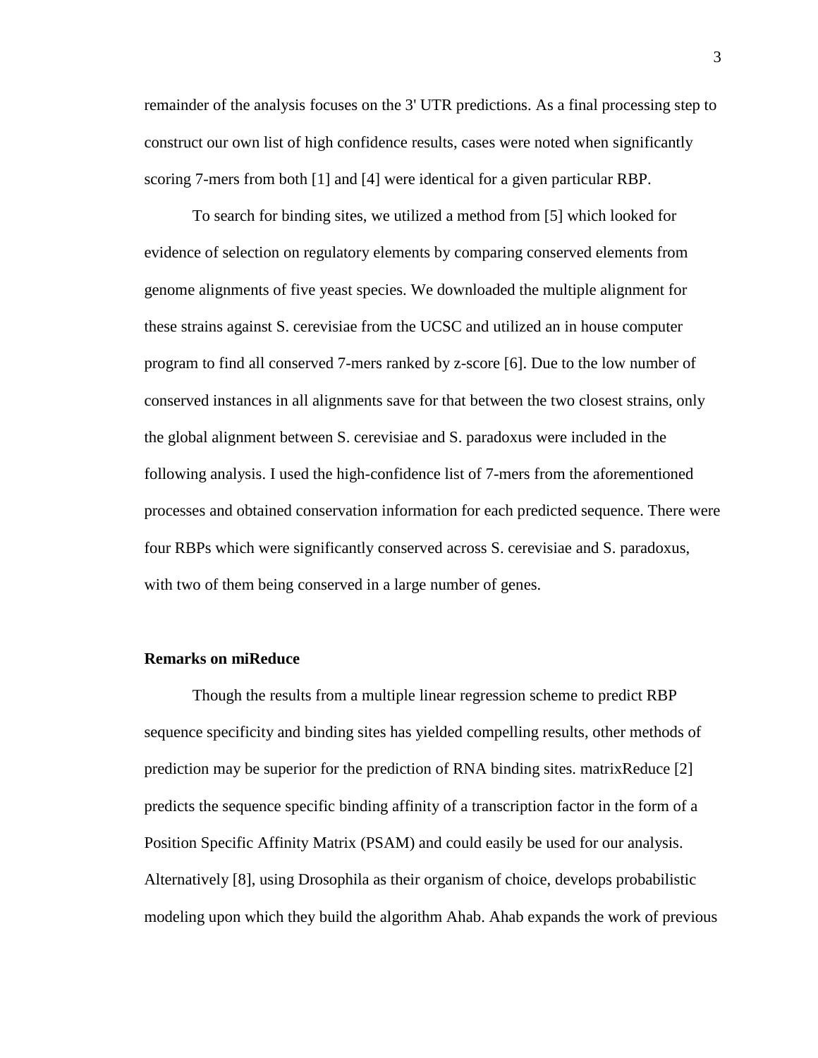remainder of the analysis focuses on the 3' UTR predictions. As a final processing step to construct our own list of high confidence results, cases were noted when significantly scoring 7-mers from both [1] and [4] were identical for a given particular RBP.

To search for binding sites, we utilized a method from [5] which looked for evidence of selection on regulatory elements by comparing conserved elements from genome alignments of five yeast species. We downloaded the multiple alignment for these strains against S. cerevisiae from the UCSC and utilized an in house computer program to find all conserved 7-mers ranked by z-score [6]. Due to the low number of conserved instances in all alignments save for that between the two closest strains, only the global alignment between S. cerevisiae and S. paradoxus were included in the following analysis. I used the high-confidence list of 7-mers from the aforementioned processes and obtained conservation information for each predicted sequence. There were four RBPs which were significantly conserved across S. cerevisiae and S. paradoxus, with two of them being conserved in a large number of genes.

**Remarks on miReduce**

Though the results from a multiple linear regression scheme to predict RBP sequence specificity and binding sites has yielded compelling results, other methods of prediction may be superior for the prediction of RNA binding sites. matrixReduce [2] predicts the sequence specific binding affinity of a transcription factor in the form of a Position Specific Affinity Matrix (PSAM) and could easily be used for our analysis. Alternatively [8], using Drosophila as their organism of choice, develops probabilistic modeling upon which they build the algorithm Ahab. Ahab expands the work of previous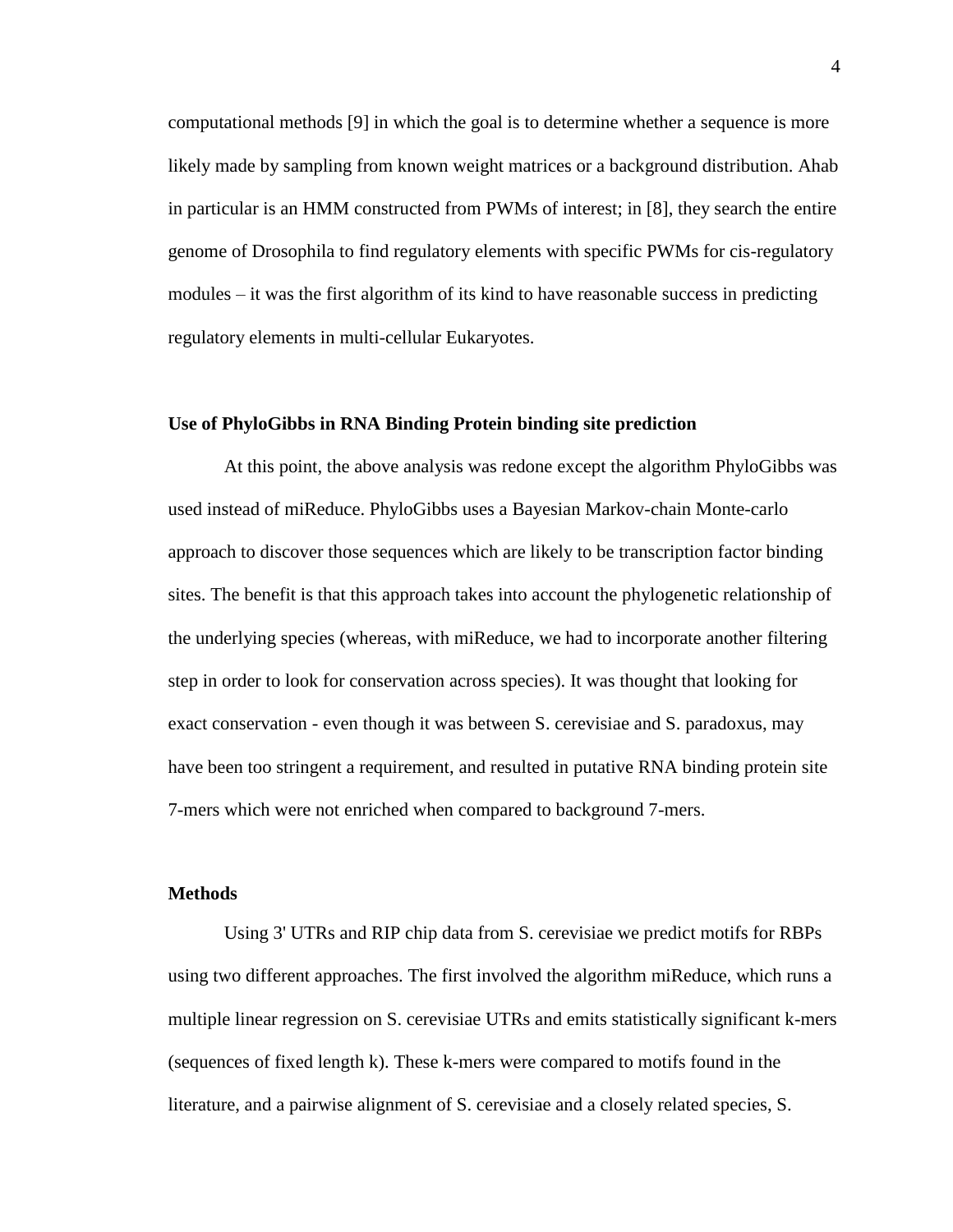computational methods [9] in which the goal is to determine whether a sequence is more likely made by sampling from known weight matrices or a background distribution. Ahab in particular is an HMM constructed from PWMs of interest; in [8], they search the entire genome of Drosophila to find regulatory elements with specific PWMs for cis-regulatory modules – it was the first algorithm of its kind to have reasonable success in predicting regulatory elements in multi-cellular Eukaryotes.

**Use of PhyloGibbs in RNA Binding Protein binding site prediction**

At this point, the above analysis was redone except the algorithm PhyloGibbs was used instead of miReduce. PhyloGibbs uses a Bayesian Markov-chain Monte-carlo approach to discover those sequences which are likely to be transcription factor binding sites. The benefit is that this approach takes into account the phylogenetic relationship of the underlying species (whereas, with miReduce, we had to incorporate another filtering step in order to look for conservation across species). It was thought that looking for exact conservation - even though it was between S. cerevisiae and S. paradoxus, may have been too stringent a requirement, and resulted in putative RNA binding protein site 7-mers which were not enriched when compared to background 7-mers.

**Methods**

Using 3' UTRs and RIP chip data from S. cerevisiae we predict motifs for RBPs using two different approaches. The first involved the algorithm miReduce, which runs a multiple linear regression on S. cerevisiae UTRs and emits statistically significant k-mers (sequences of fixed length k). These k-mers were compared to motifs found in the literature, and a pairwise alignment of S. cerevisiae and a closely related species, S.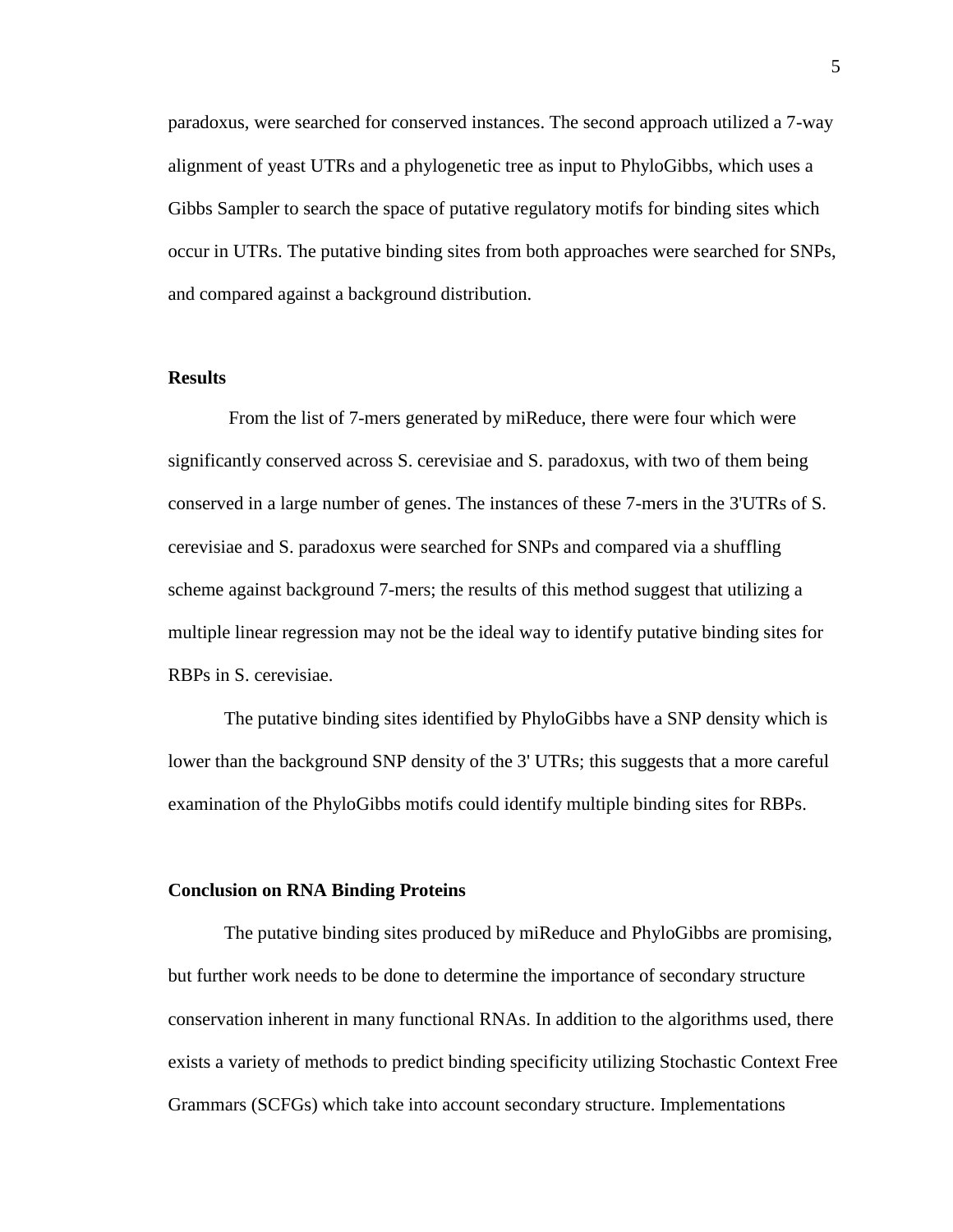paradoxus, were searched for conserved instances. The second approach utilized a 7-way alignment of yeast UTRs and a phylogenetic tree as input to PhyloGibbs, which uses a Gibbs Sampler to search the space of putative regulatory motifs for binding sites which occur in UTRs. The putative binding sites from both approaches were searched for SNPs, and compared against a background distribution.

**Results**

From the list of 7-mers generated by miReduce, there were four which were significantly conserved across S. cerevisiae and S. paradoxus, with two of them being conserved in a large number of genes. The instances of these 7-mers in the 3'UTRs of S. cerevisiae and S. paradoxus were searched for SNPs and compared via a shuffling scheme against background 7-mers; the results of this method suggest that utilizing a multiple linear regression may not be the ideal way to identify putative binding sites for RBPs in S. cerevisiae.

The putative binding sites identified by PhyloGibbs have a SNP density which is lower than the background SNP density of the 3' UTRs; this suggests that a more careful examination of the PhyloGibbs motifs could identify multiple binding sites for RBPs.

**Conclusion on RNA Binding Proteins**

The putative binding sites produced by miReduce and PhyloGibbs are promising, but further work needs to be done to determine the importance of secondary structure conservation inherent in many functional RNAs. In addition to the algorithms used, there exists a variety of methods to predict binding specificity utilizing Stochastic Context Free Grammars (SCFGs) which take into account secondary structure. Implementations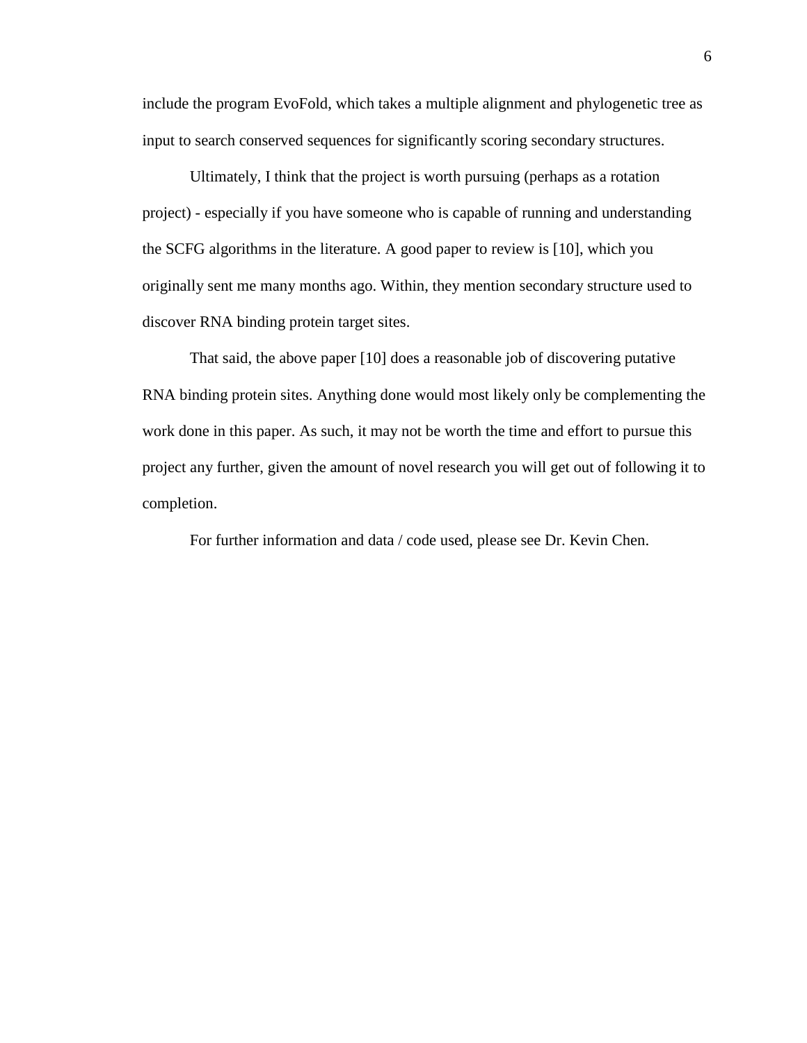include the program EvoFold, which takes a multiple alignment and phylogenetic tree as input to search conserved sequences for significantly scoring secondary structures.

Ultimately, I think that the project is worth pursuing (perhaps as a rotation project) - especially if you have someone who is capable of running and understanding the SCFG algorithms in the literature. A good paper to review is [10], which you originally sent me many months ago. Within, they mention secondary structure used to discover RNA binding protein target sites.

That said, the above paper [10] does a reasonable job of discovering putative RNA binding protein sites. Anything done would most likely only be complementing the work done in this paper. As such, it may not be worth the time and effort to pursue this project any further, given the amount of novel research you will get out of following it to completion.

For further information and data / code used, please see Dr. Kevin Chen.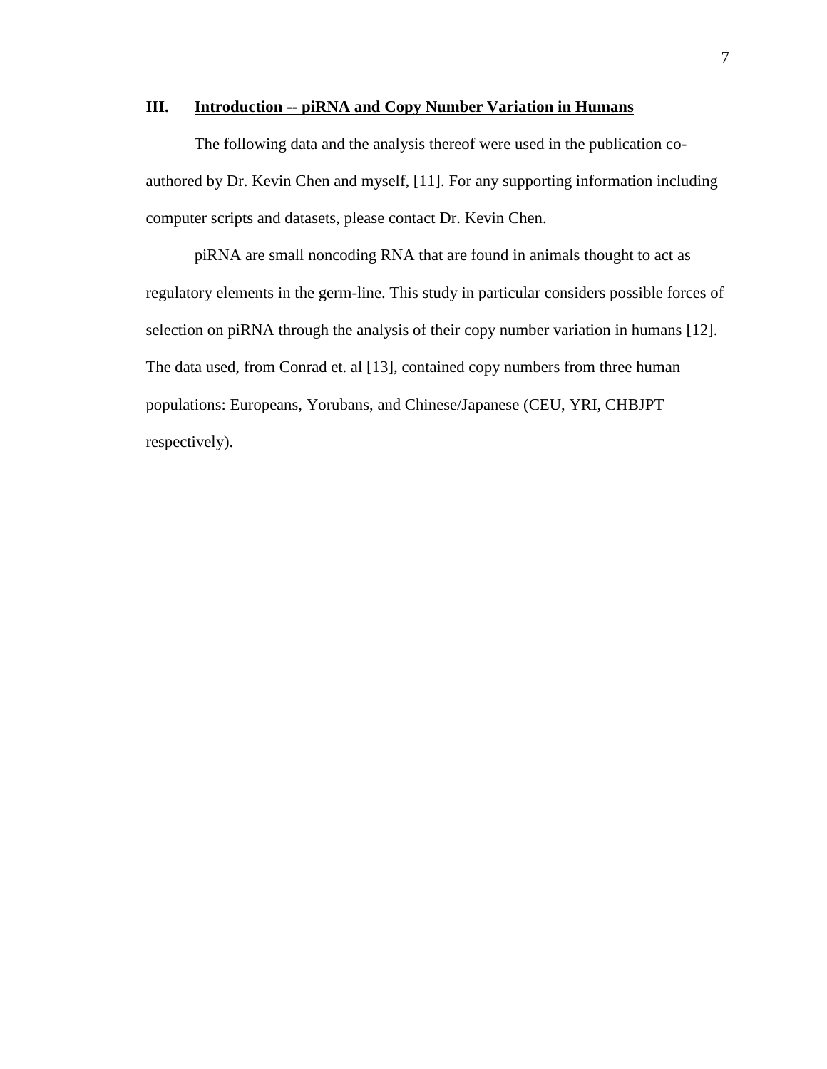## III. Introduction -- piRNA and Copy Number Variation in Humans

The following data and the analysis thereof were used in the publication co-authored by Dr. Kevin Chen and myself, [11]. For any supporting information including computer scripts and datasets, please contact Dr. Kevin Chen.

piRNA are small noncoding RNA that are found in animals thought to act as regulatory elements in the germ-line. This study in particular considers possible forces of selection on piRNA through the analysis of their copy number variation in humans [12]. The data used, from Conrad et. al [13], contained copy numbers from three human populations: Europeans, Yorubans, and Chinese/Japanese (CEU, YRI, CHBJPT respectively).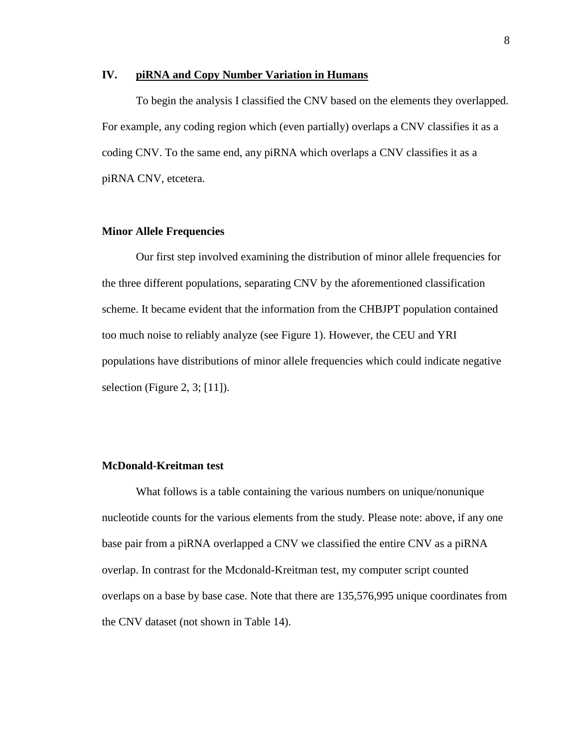## IV. piRNA and Copy Number Variation in Humans

To begin the analysis I classified the CNV based on the elements they overlapped. For example, any coding region which (even partially) overlaps a CNV classifies it as a coding CNV. To the same end, any piRNA which overlaps a CNV classifies it as a piRNA CNV, etcetera.

### Minor Allele Frequencies

Our first step involved examining the distribution of minor allele frequencies for the three different populations, separating CNV by the aforementioned classification scheme. It became evident that the information from the CHBJPT population contained too much noise to reliably analyze (see Figure 1). However, the CEU and YRI populations have distributions of minor allele frequencies which could indicate negative selection (Figure 2, 3; [11]).

### McDonald-Kreitman test

What follows is a table containing the various numbers on unique/nonunique nucleotide counts for the various elements from the study. Please note: above, if any one base pair from a piRNA overlapped a CNV we classified the entire CNV as a piRNA overlap. In contrast for the Mcdonald-Kreitman test, my computer script counted overlaps on a base by base case. Note that there are 135,576,995 unique coordinates from the CNV dataset (not shown in Table 14).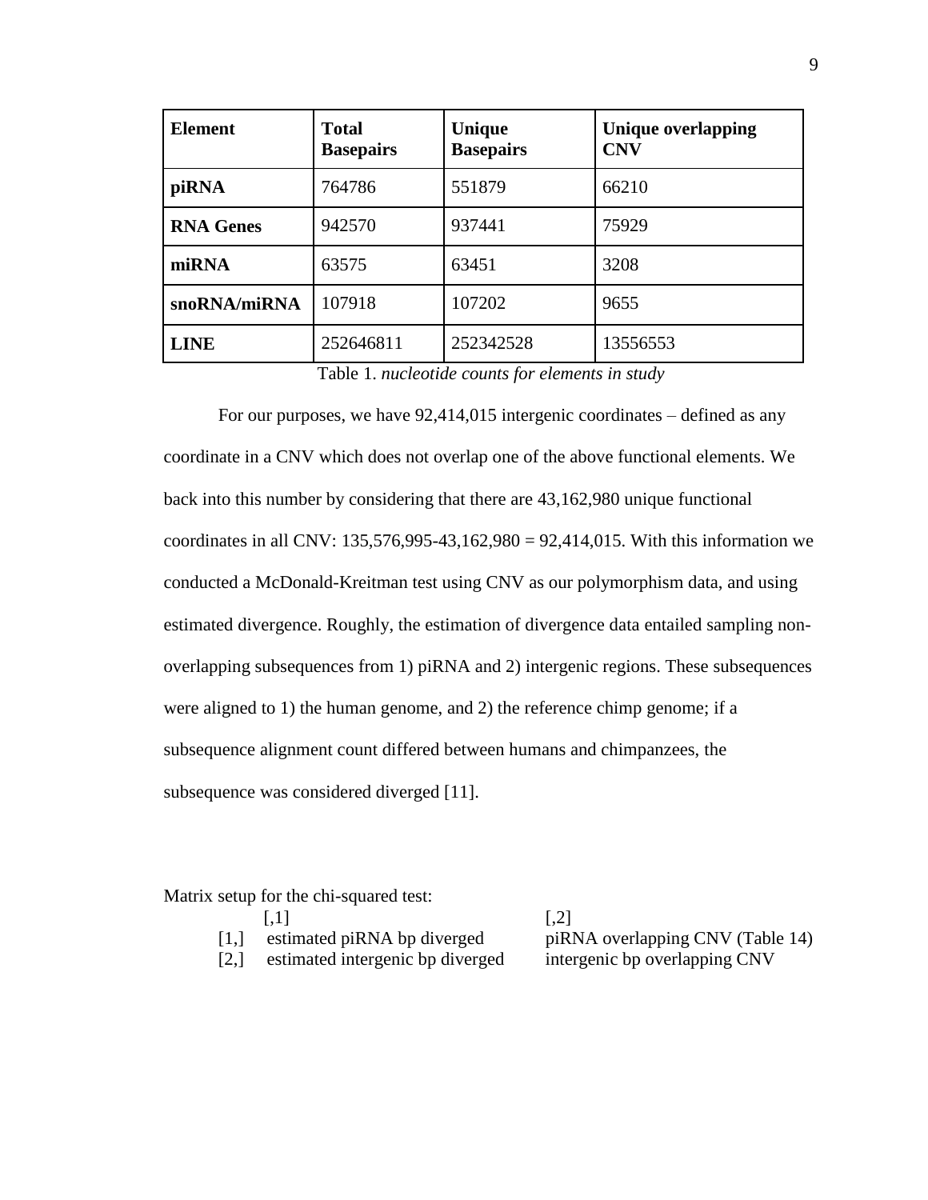| Element | Total Basepairs | Unique Basepairs | Unique overlapping CNV |
|---|---|---|---|
| **piRNA** | 764786 | 551879 | 66210 |
| **RNA Genes** | 942570 | 937441 | 75929 |
| **miRNA** | 63575 | 63451 | 3208 |
| **snoRNA/miRNA** | 107918 | 107202 | 9655 |
| **LINE** | 252646811 | 252342528 | 13556553 |

Table 1. *nucleotide counts for elements in study*

For our purposes, we have 92,414,015 intergenic coordinates – defined as any coordinate in a CNV which does not overlap one of the above functional elements. We back into this number by considering that there are 43,162,980 unique functional coordinates in all CNV: 135,576,995-43,162,980 = 92,414,015. With this information we conducted a McDonald-Kreitman test using CNV as our polymorphism data, and using estimated divergence. Roughly, the estimation of divergence data entailed sampling non-overlapping subsequences from 1) piRNA and 2) intergenic regions. These subsequences were aligned to 1) the human genome, and 2) the reference chimp genome; if a subsequence alignment count differed between humans and chimpanzees, the subsequence was considered diverged [11].

Matrix setup for the chi-squared test:

| | [,1] | [,2] |
|---|---|---|
| [1,] | estimated piRNA bp diverged | piRNA overlapping CNV (Table 14) |
| [2,] | estimated intergenic bp diverged | intergenic bp overlapping CNV |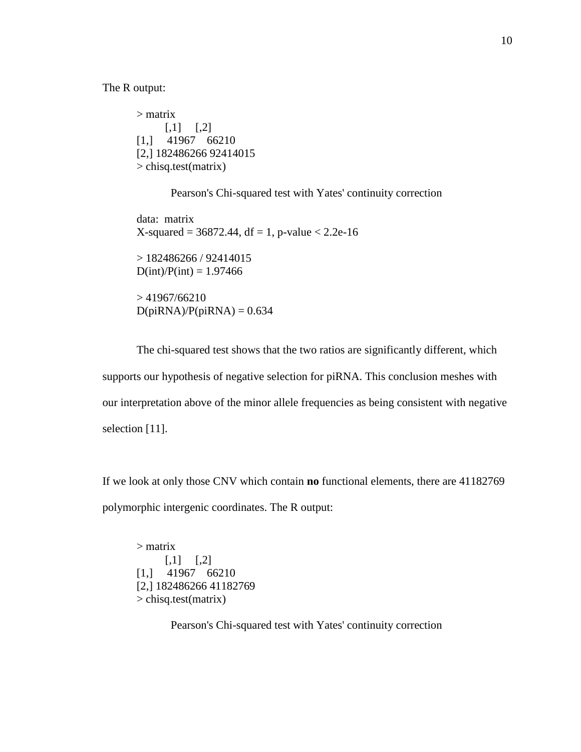The R output:

```
> matrix
        [,1]     [,2]
[1,]     41967    66210
[2,] 182486266 92414015
> chisq.test(matrix)

          Pearson's Chi-squared test with Yates' continuity correction

data:  matrix
X-squared = 36872.44, df = 1, p-value < 2.2e-16

> 182486266 / 92414015
D(int)/P(int) = 1.97466

> 41967/66210
D(piRNA)/P(piRNA) = 0.634
```

The chi-squared test shows that the two ratios are significantly different, which supports our hypothesis of negative selection for piRNA. This conclusion meshes with our interpretation above of the minor allele frequencies as being consistent with negative selection [11].

If we look at only those CNV which contain **no** functional elements, there are 41182769 polymorphic intergenic coordinates. The R output:

```
> matrix
        [,1]     [,2]
[1,]     41967    66210
[2,] 182486266 41182769
> chisq.test(matrix)

          Pearson's Chi-squared test with Yates' continuity correction
```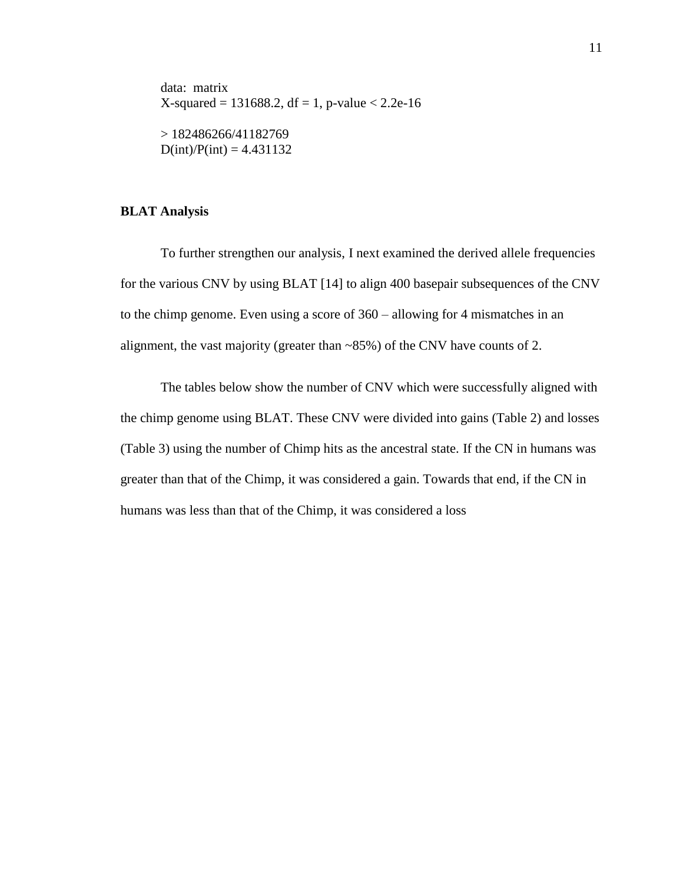```
data:  matrix
X-squared = 131688.2, df = 1, p-value < 2.2e-16

> 182486266/41182769
D(int)/P(int) = 4.431132
```

**BLAT Analysis**

To further strengthen our analysis, I next examined the derived allele frequencies for the various CNV by using BLAT [14] to align 400 basepair subsequences of the CNV to the chimp genome. Even using a score of 360 – allowing for 4 mismatches in an alignment, the vast majority (greater than ~85%) of the CNV have counts of 2.

The tables below show the number of CNV which were successfully aligned with the chimp genome using BLAT. These CNV were divided into gains (Table 2) and losses (Table 3) using the number of Chimp hits as the ancestral state. If the CN in humans was greater than that of the Chimp, it was considered a gain. Towards that end, if the CN in humans was less than that of the Chimp, it was considered a loss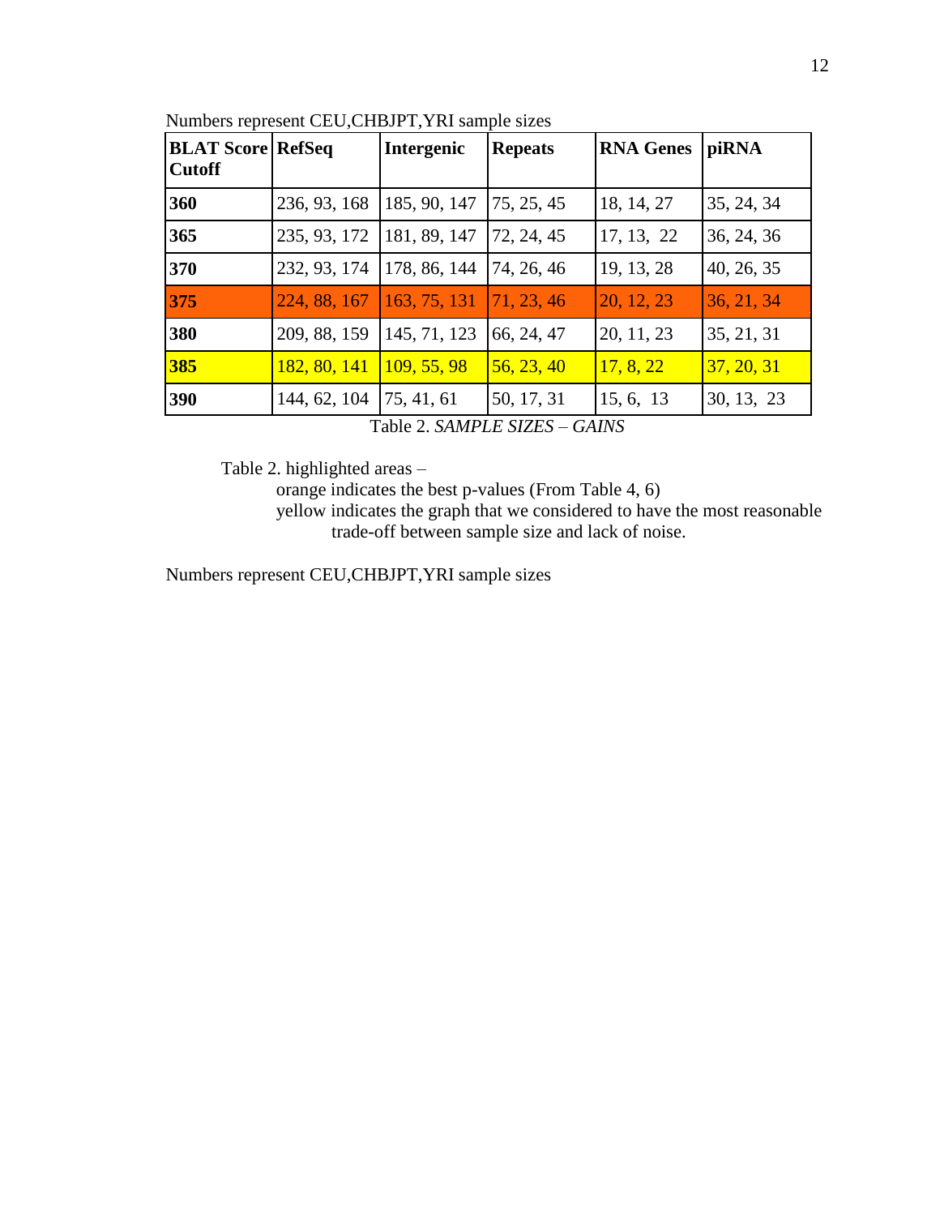Numbers represent CEU,CHBJPT,YRI sample sizes

| **BLAT Score Cutoff** | **RefSeq** | **Intergenic** | **Repeats** | **RNA Genes** | **piRNA** |
|---|---|---|---|---|---|
| **360** | 236, 93, 168 | 185, 90, 147 | 75, 25, 45 | 18, 14, 27 | 35, 24, 34 |
| **365** | 235, 93, 172 | 181, 89, 147 | 72, 24, 45 | 17, 13, 22 | 36, 24, 36 |
| **370** | 232, 93, 174 | 178, 86, 144 | 74, 26, 46 | 19, 13, 28 | 40, 26, 35 |
| **375** | 224, 88, 167 | 163, 75, 131 | 71, 23, 46 | 20, 12, 23 | 36, 21, 34 |
| **380** | 209, 88, 159 | 145, 71, 123 | 66, 24, 47 | 20, 11, 23 | 35, 21, 31 |
| **385** | 182, 80, 141 | 109, 55, 98 | 56, 23, 40 | 17, 8, 22 | 37, 20, 31 |
| **390** | 144, 62, 104 | 75, 41, 61 | 50, 17, 31 | 15, 6, 13 | 30, 13, 23 |

Table 2. *SAMPLE SIZES – GAINS*

Table 2. highlighted areas –

orange indicates the best p-values (From Table 4, 6)

yellow indicates the graph that we considered to have the most reasonable trade-off between sample size and lack of noise.

Numbers represent CEU,CHBJPT,YRI sample sizes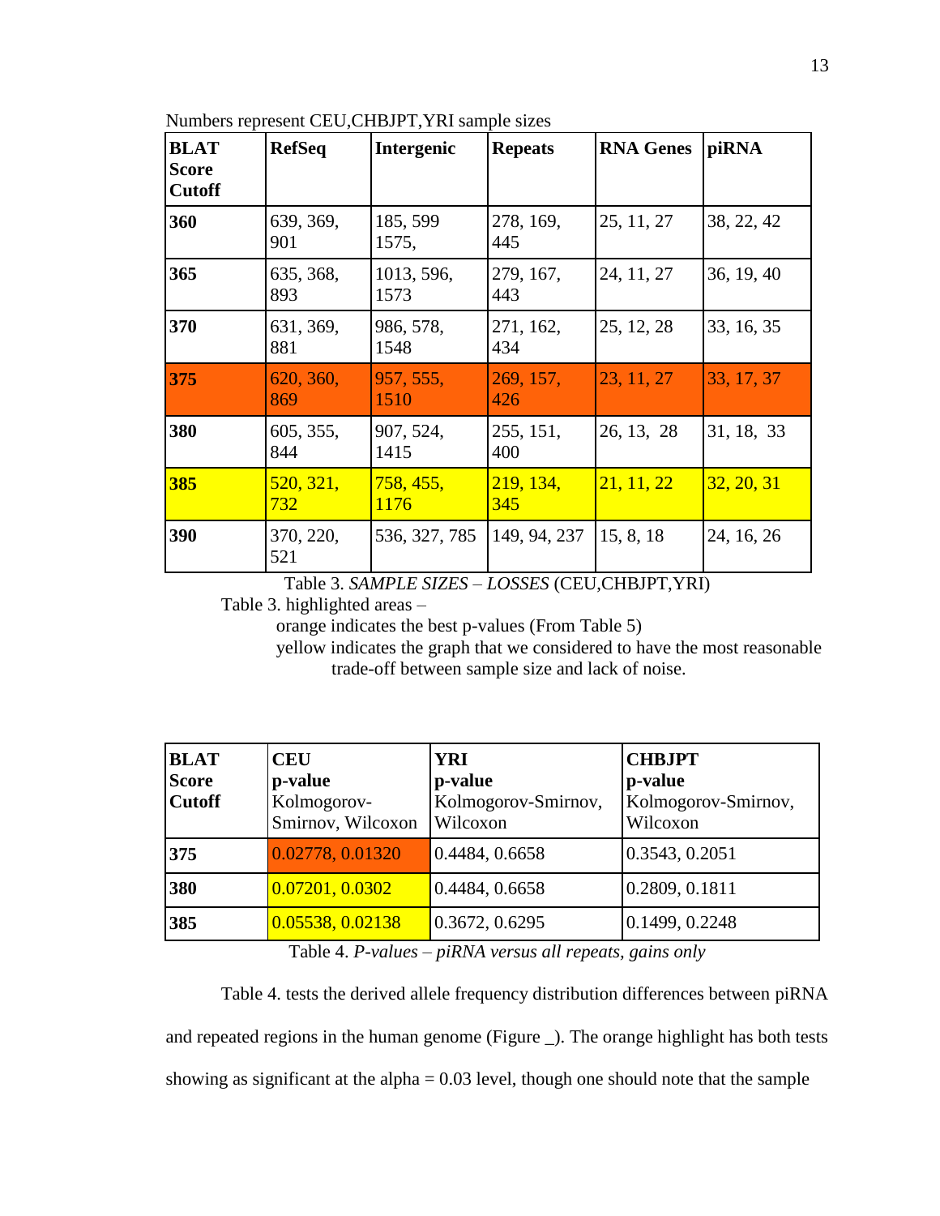Numbers represent CEU,CHBJPT,YRI sample sizes

| BLAT Score Cutoff | RefSeq | Intergenic | Repeats | RNA Genes | piRNA |
|---|---|---|---|---|---|
| **360** | 639, 369, 901 | 185, 599 1575, | 278, 169, 445 | 25, 11, 27 | 38, 22, 42 |
| **365** | 635, 368, 893 | 1013, 596, 1573 | 279, 167, 443 | 24, 11, 27 | 36, 19, 40 |
| **370** | 631, 369, 881 | 986, 578, 1548 | 271, 162, 434 | 25, 12, 28 | 33, 16, 35 |
| **375** | 620, 360, 869 | 957, 555, 1510 | 269, 157, 426 | 23, 11, 27 | 33, 17, 37 |
| **380** | 605, 355, 844 | 907, 524, 1415 | 255, 151, 400 | 26, 13, 28 | 31, 18, 33 |
| **385** | 520, 321, 732 | 758, 455, 1176 | 219, 134, 345 | 21, 11, 22 | 32, 20, 31 |
| **390** | 370, 220, 521 | 536, 327, 785 | 149, 94, 237 | 15, 8, 18 | 24, 16, 26 |

Table 3. *SAMPLE SIZES – LOSSES* (CEU,CHBJPT,YRI)

Table 3. highlighted areas –

orange indicates the best p-values (From Table 5)

yellow indicates the graph that we considered to have the most reasonable trade-off between sample size and lack of noise.

| BLAT Score Cutoff | CEU p-value Kolmogorov-Smirnov, Wilcoxon | YRI p-value Kolmogorov-Smirnov, Wilcoxon | CHBJPT p-value Kolmogorov-Smirnov, Wilcoxon |
|---|---|---|---|
| **375** | 0.02778, 0.01320 | 0.4484, 0.6658 | 0.3543, 0.2051 |
| **380** | 0.07201, 0.0302 | 0.4484, 0.6658 | 0.2809, 0.1811 |
| **385** | 0.05538, 0.02138 | 0.3672, 0.6295 | 0.1499, 0.2248 |

Table 4. *P-values – piRNA versus all repeats, gains only*

Table 4. tests the derived allele frequency distribution differences between piRNA and repeated regions in the human genome (Figure _). The orange highlight has both tests showing as significant at the alpha = 0.03 level, though one should note that the sample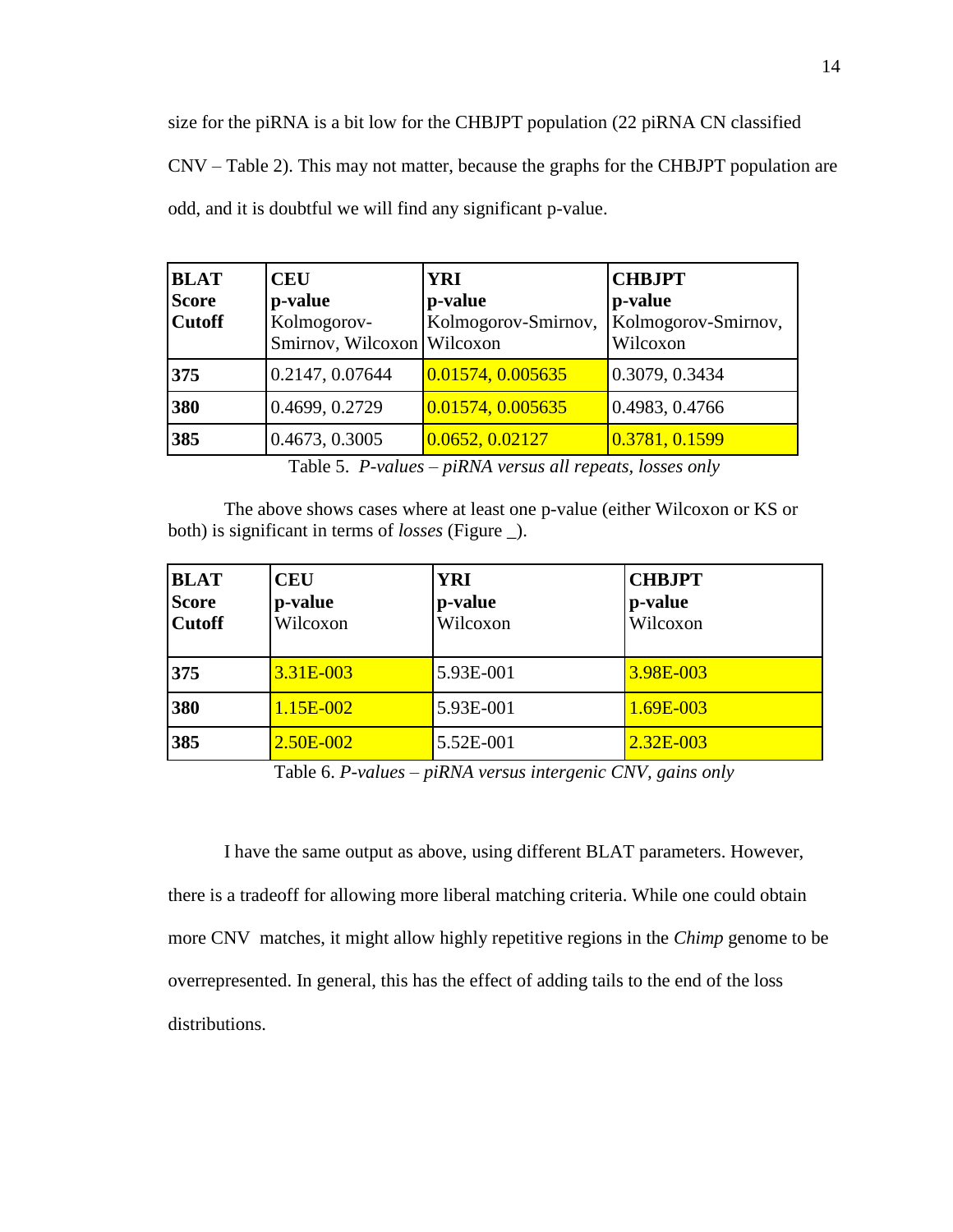size for the piRNA is a bit low for the CHBJPT population (22 piRNA CN classified CNV – Table 2). This may not matter, because the graphs for the CHBJPT population are odd, and it is doubtful we will find any significant p-value.

| **BLAT Score Cutoff** | **CEU p-value** Kolmogorov-Smirnov, Wilcoxon | **YRI p-value** Kolmogorov-Smirnov, Wilcoxon | **CHBJPT p-value** Kolmogorov-Smirnov, Wilcoxon |
|---|---|---|---|
| **375** | 0.2147, 0.07644 | 0.01574, 0.005635 | 0.3079, 0.3434 |
| **380** | 0.4699, 0.2729 | 0.01574, 0.005635 | 0.4983, 0.4766 |
| **385** | 0.4673, 0.3005 | 0.0652, 0.02127 | 0.3781, 0.1599 |

Table 5. *P-values – piRNA versus all repeats, losses only*

The above shows cases where at least one p-value (either Wilcoxon or KS or both) is significant in terms of *losses* (Figure _).

| **BLAT Score Cutoff** | **CEU p-value** Wilcoxon | **YRI p-value** Wilcoxon | **CHBJPT p-value** Wilcoxon |
|---|---|---|---|
| **375** | 3.31E-003 | 5.93E-001 | 3.98E-003 |
| **380** | 1.15E-002 | 5.93E-001 | 1.69E-003 |
| **385** | 2.50E-002 | 5.52E-001 | 2.32E-003 |

Table 6. *P-values – piRNA versus intergenic CNV, gains only*

I have the same output as above, using different BLAT parameters. However, there is a tradeoff for allowing more liberal matching criteria. While one could obtain more CNV matches, it might allow highly repetitive regions in the *Chimp* genome to be overrepresented. In general, this has the effect of adding tails to the end of the loss distributions.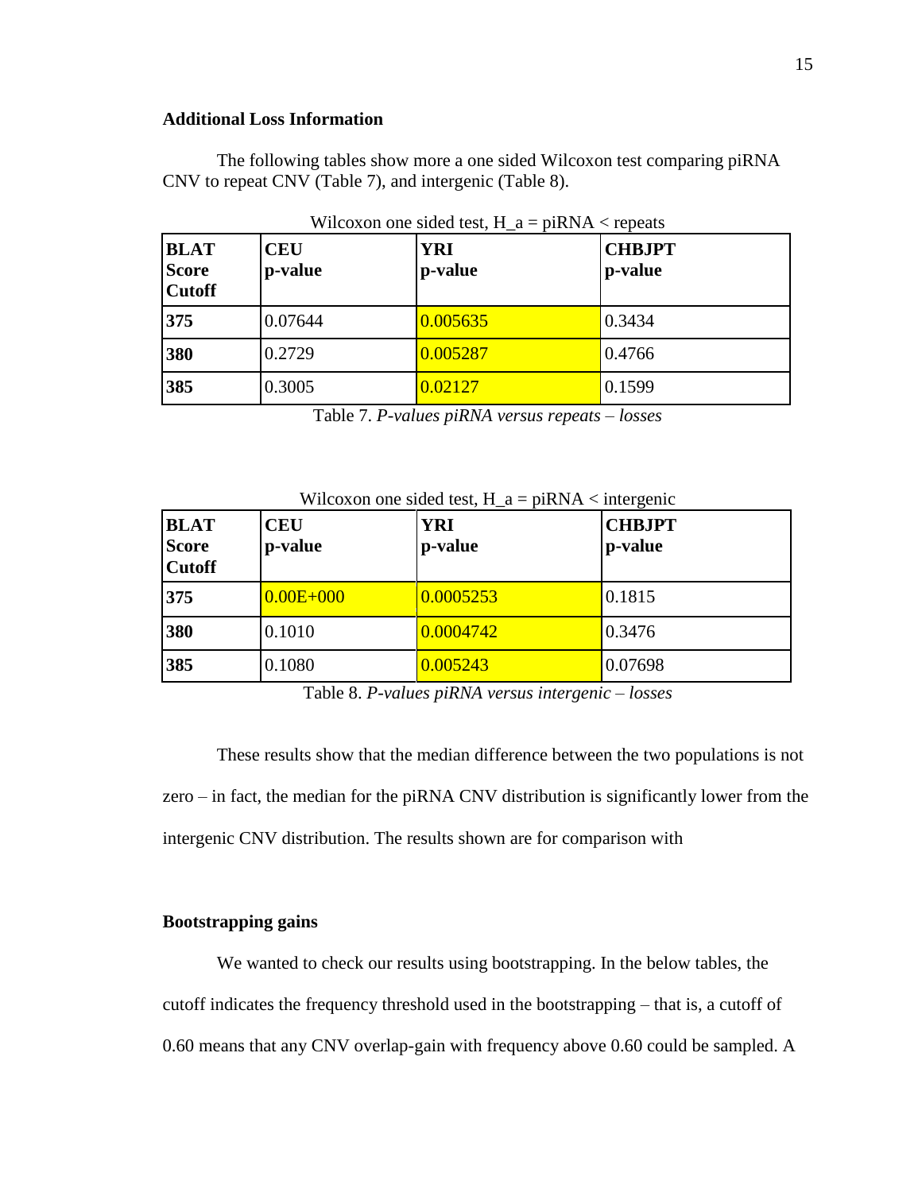**Additional Loss Information**

The following tables show more a one sided Wilcoxon test comparing piRNA CNV to repeat CNV (Table 7), and intergenic (Table 8).

Wilcoxon one sided test, H_a = piRNA < repeats

| **BLAT Score Cutoff** | **CEU p-value** | **YRI p-value** | **CHBJPT p-value** |
|---|---|---|---|
| **375** | 0.07644 | 0.005635 | 0.3434 |
| **380** | 0.2729 | 0.005287 | 0.4766 |
| **385** | 0.3005 | 0.02127 | 0.1599 |

Table 7. *P-values piRNA versus repeats – losses*

Wilcoxon one sided test, H_a = piRNA < intergenic

| **BLAT Score Cutoff** | **CEU p-value** | **YRI p-value** | **CHBJPT p-value** |
|---|---|---|---|
| **375** | 0.00E+000 | 0.0005253 | 0.1815 |
| **380** | 0.1010 | 0.0004742 | 0.3476 |
| **385** | 0.1080 | 0.005243 | 0.07698 |

Table 8. *P-values piRNA versus intergenic – losses*

These results show that the median difference between the two populations is not zero – in fact, the median for the piRNA CNV distribution is significantly lower from the intergenic CNV distribution. The results shown are for comparison with

**Bootstrapping gains**

We wanted to check our results using bootstrapping. In the below tables, the cutoff indicates the frequency threshold used in the bootstrapping – that is, a cutoff of 0.60 means that any CNV overlap-gain with frequency above 0.60 could be sampled. A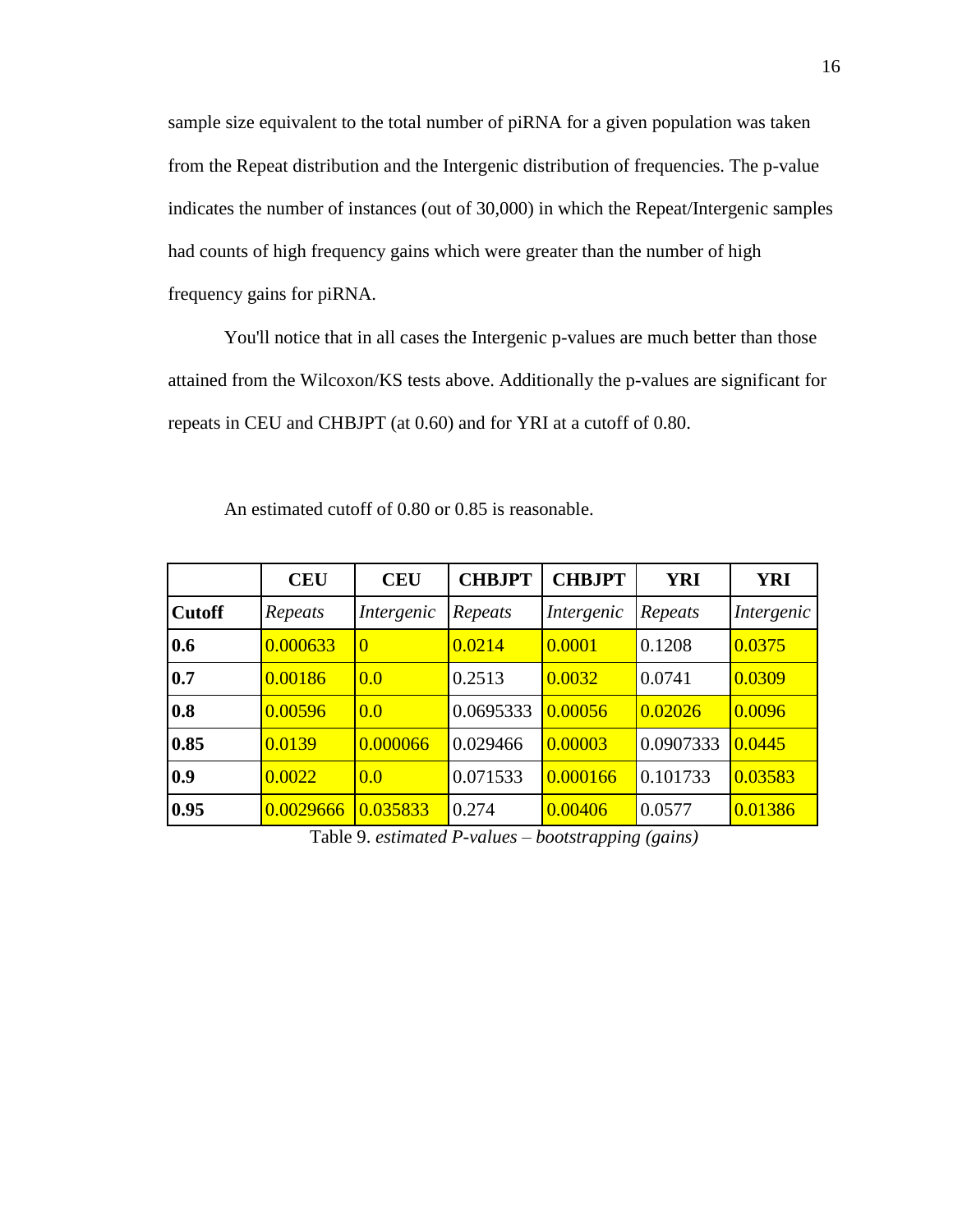sample size equivalent to the total number of piRNA for a given population was taken from the Repeat distribution and the Intergenic distribution of frequencies. The p-value indicates the number of instances (out of 30,000) in which the Repeat/Intergenic samples had counts of high frequency gains which were greater than the number of high frequency gains for piRNA.

You'll notice that in all cases the Intergenic p-values are much better than those attained from the Wilcoxon/KS tests above. Additionally the p-values are significant for repeats in CEU and CHBJPT (at 0.60) and for YRI at a cutoff of 0.80.

An estimated cutoff of 0.80 or 0.85 is reasonable.

| | **CEU** | **CEU** | **CHBJPT** | **CHBJPT** | **YRI** | **YRI** |
|---|---|---|---|---|---|---|
| **Cutoff** | *Repeats* | *Intergenic* | *Repeats* | *Intergenic* | *Repeats* | *Intergenic* |
| **0.6** | 0.000633 | 0 | 0.0214 | 0.0001 | 0.1208 | 0.0375 |
| **0.7** | 0.00186 | 0.0 | 0.2513 | 0.0032 | 0.0741 | 0.0309 |
| **0.8** | 0.00596 | 0.0 | 0.0695333 | 0.00056 | 0.02026 | 0.0096 |
| **0.85** | 0.0139 | 0.000066 | 0.029466 | 0.00003 | 0.0907333 | 0.0445 |
| **0.9** | 0.0022 | 0.0 | 0.071533 | 0.000166 | 0.101733 | 0.03583 |
| **0.95** | 0.0029666 | 0.035833 | 0.274 | 0.00406 | 0.0577 | 0.01386 |

Table 9. *estimated P-values – bootstrapping (gains)*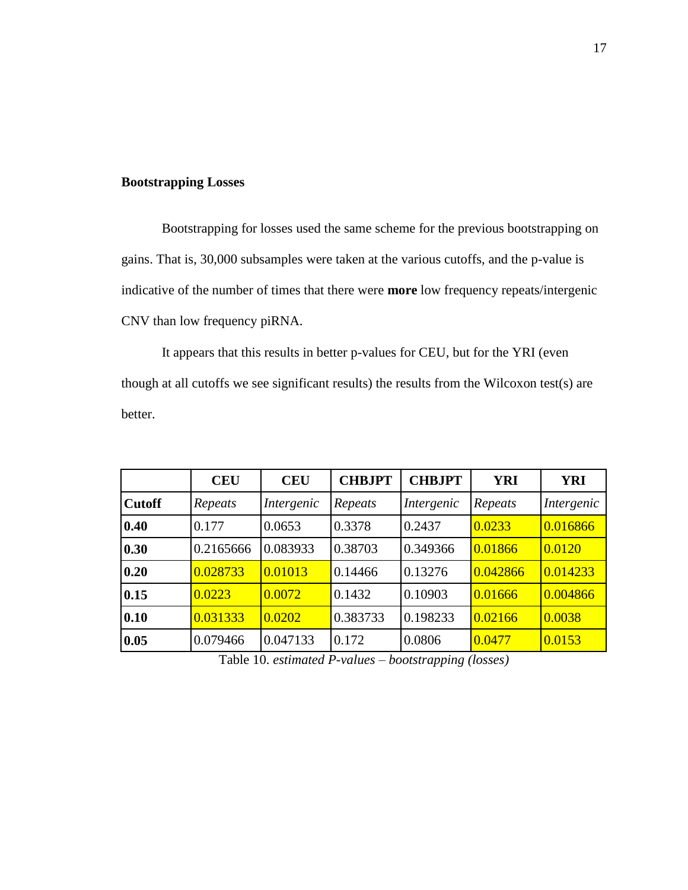**Bootstrapping Losses**

Bootstrapping for losses used the same scheme for the previous bootstrapping on gains. That is, 30,000 subsamples were taken at the various cutoffs, and the p-value is indicative of the number of times that there were **more** low frequency repeats/intergenic CNV than low frequency piRNA.

It appears that this results in better p-values for CEU, but for the YRI (even though at all cutoffs we see significant results) the results from the Wilcoxon test(s) are better.

| | **CEU** | **CEU** | **CHBJPT** | **CHBJPT** | **YRI** | **YRI** |
|---|---|---|---|---|---|---|
| **Cutoff** | *Repeats* | *Intergenic* | *Repeats* | *Intergenic* | *Repeats* | *Intergenic* |
| **0.40** | 0.177 | 0.0653 | 0.3378 | 0.2437 | 0.0233 | 0.016866 |
| **0.30** | 0.2165666 | 0.083933 | 0.38703 | 0.349366 | 0.01866 | 0.0120 |
| **0.20** | 0.028733 | 0.01013 | 0.14466 | 0.13276 | 0.042866 | 0.014233 |
| **0.15** | 0.0223 | 0.0072 | 0.1432 | 0.10903 | 0.01666 | 0.004866 |
| **0.10** | 0.031333 | 0.0202 | 0.383733 | 0.198233 | 0.02166 | 0.0038 |
| **0.05** | 0.079466 | 0.047133 | 0.172 | 0.0806 | 0.0477 | 0.0153 |

Table 10. *estimated P-values – bootstrapping (losses)*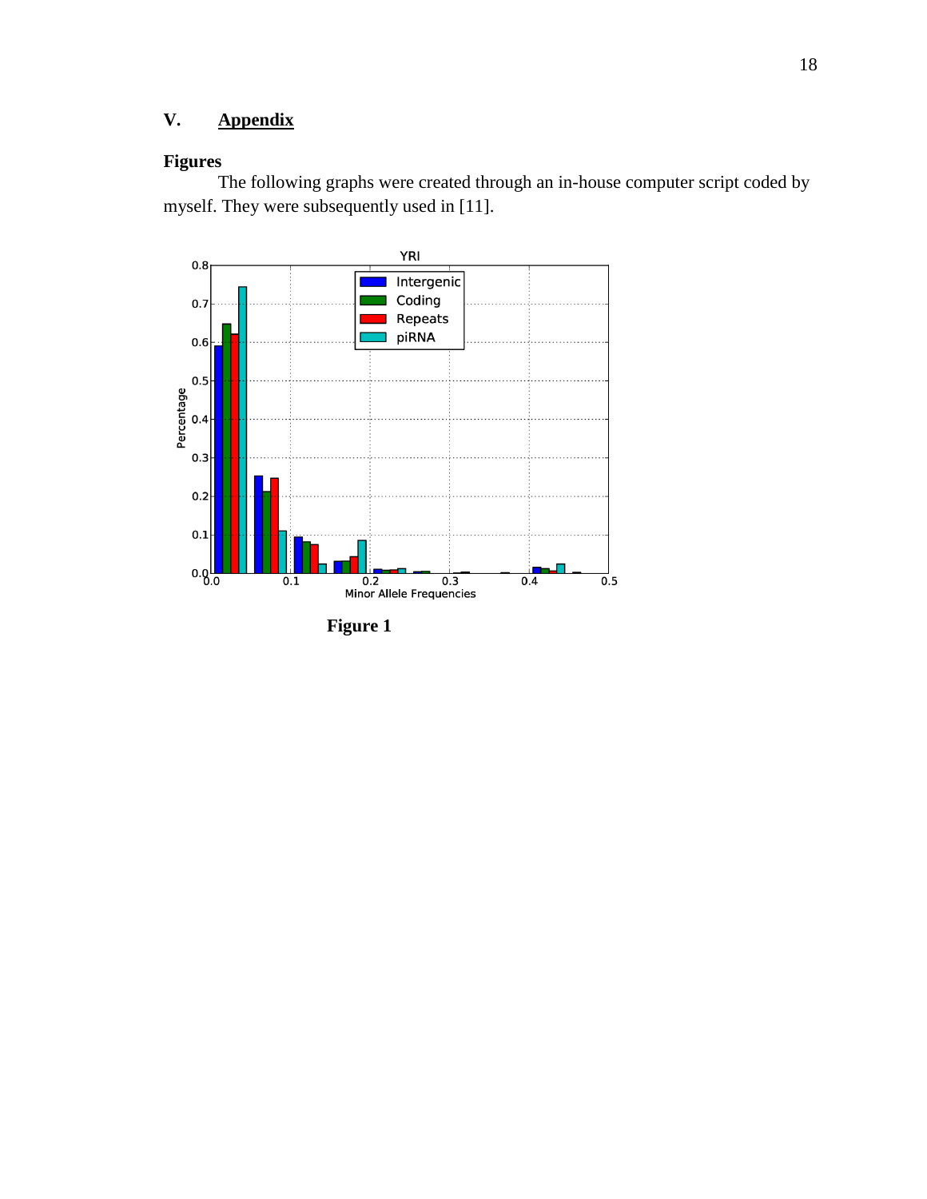# V. Appendix

## Figures

The following graphs were created through an in-house computer script coded by myself. They were subsequently used in [11].

**Figure 1**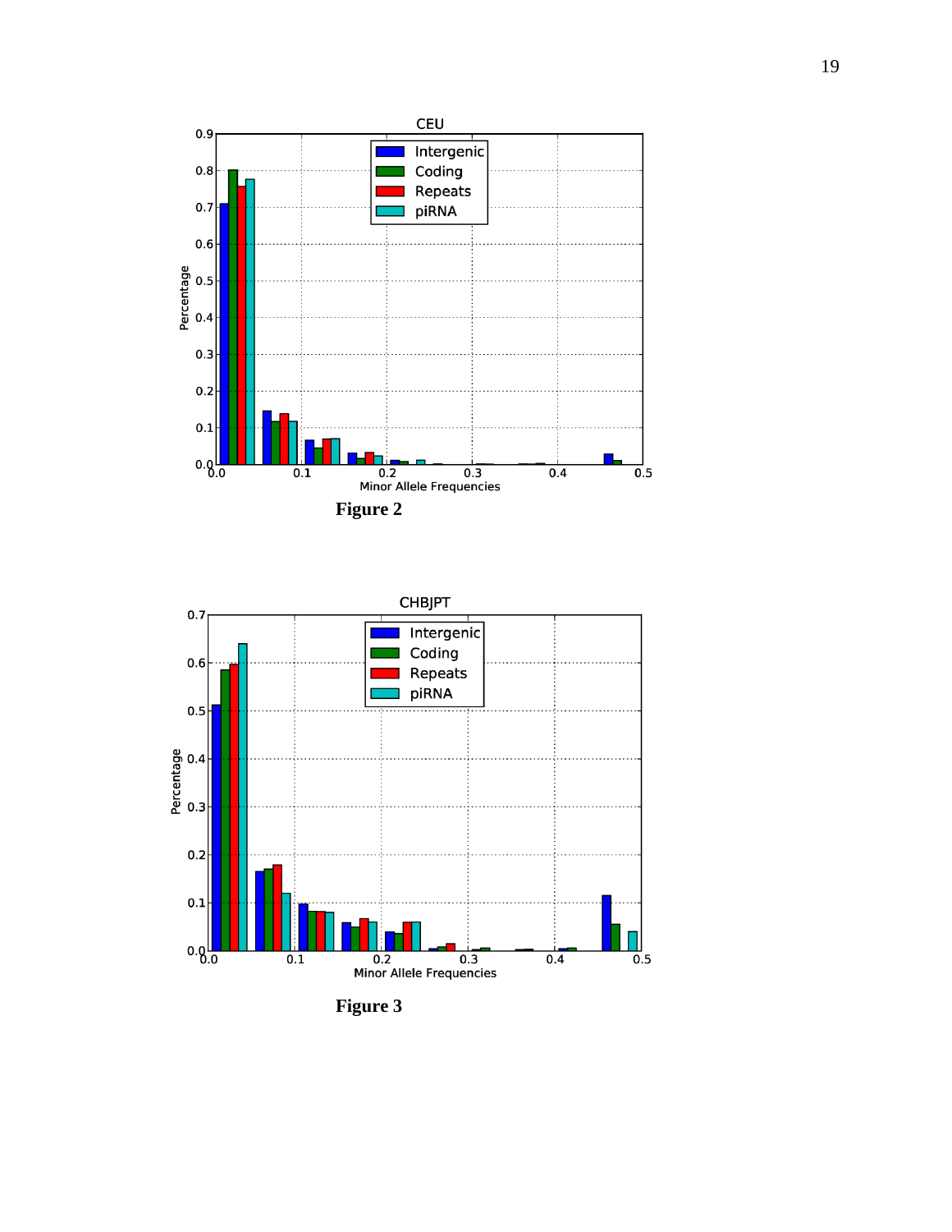Figure 2

Figure 3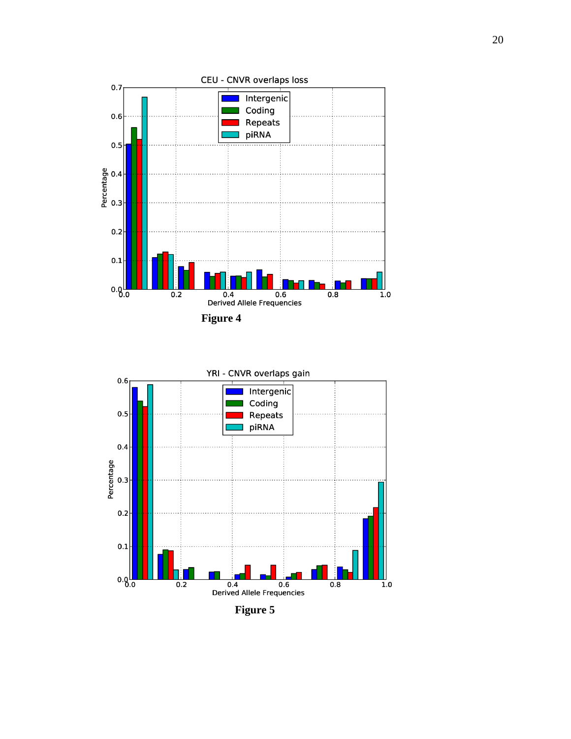Figure 4

Figure 5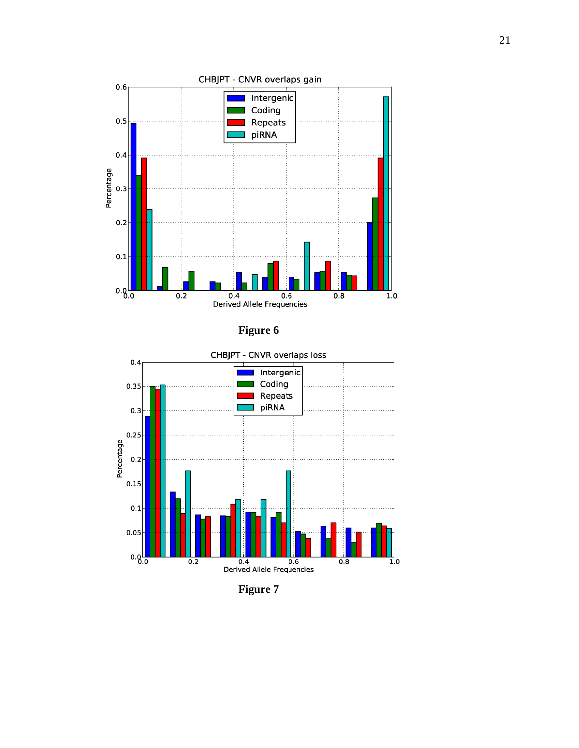**Figure 6**

**Figure 7**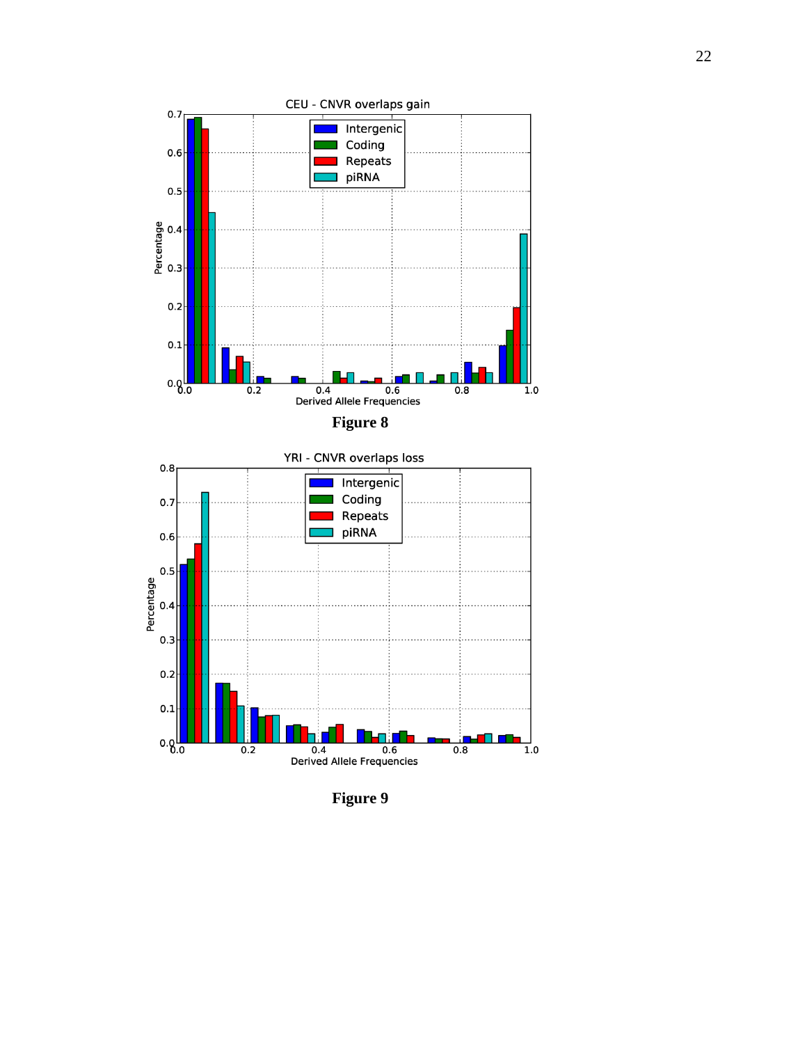**Figure 8**

**Figure 9**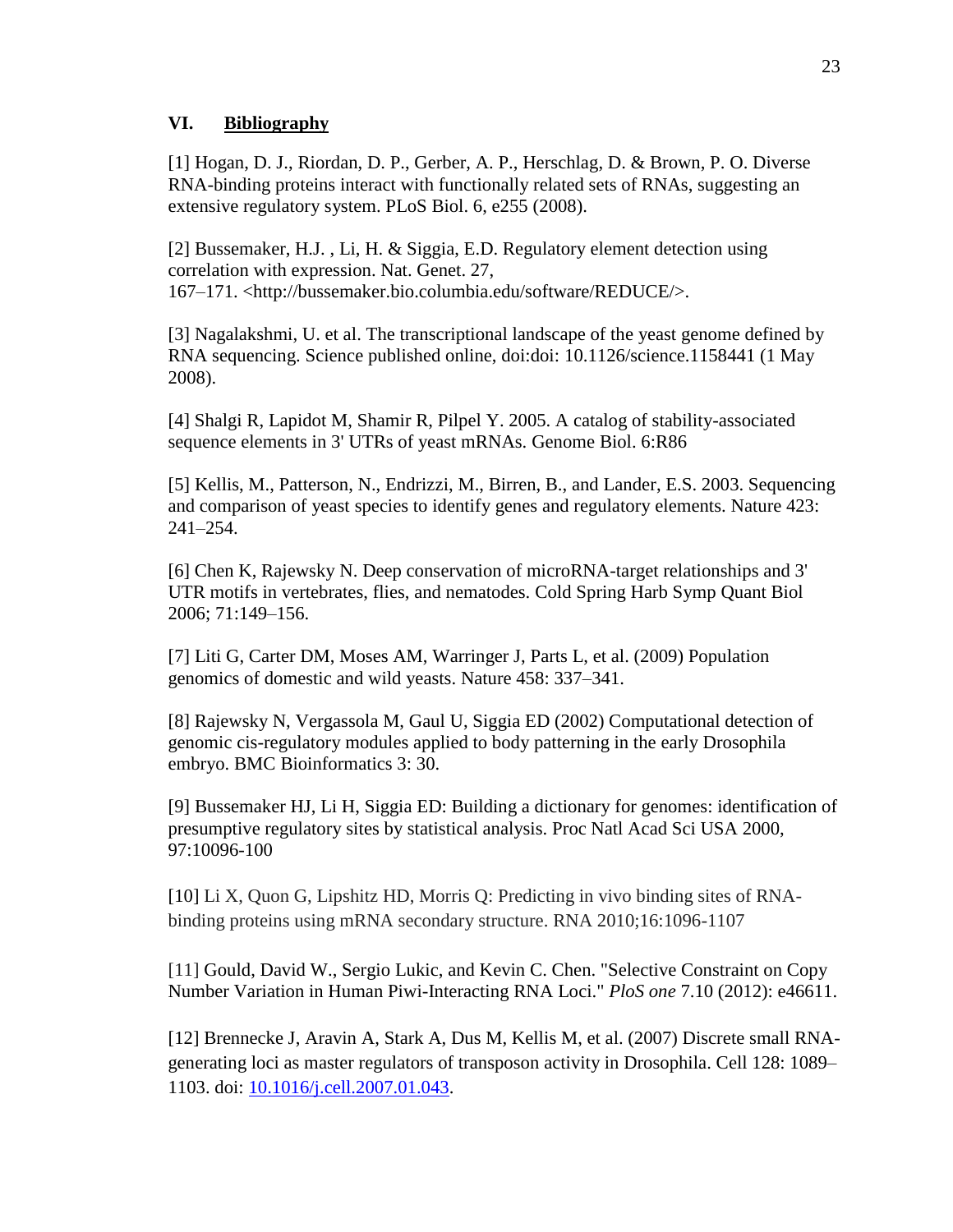## VI. Bibliography

[1] Hogan, D. J., Riordan, D. P., Gerber, A. P., Herschlag, D. & Brown, P. O. Diverse RNA-binding proteins interact with functionally related sets of RNAs, suggesting an extensive regulatory system. PLoS Biol. 6, e255 (2008).

[2] Bussemaker, H.J. , Li, H. & Siggia, E.D. Regulatory element detection using correlation with expression. Nat. Genet. 27, 167–171. <http://bussemaker.bio.columbia.edu/software/REDUCE/>.

[3] Nagalakshmi, U. et al. The transcriptional landscape of the yeast genome defined by RNA sequencing. Science published online, doi:doi: 10.1126/science.1158441 (1 May 2008).

[4] Shalgi R, Lapidot M, Shamir R, Pilpel Y. 2005. A catalog of stability-associated sequence elements in 3' UTRs of yeast mRNAs. Genome Biol. 6:R86

[5] Kellis, M., Patterson, N., Endrizzi, M., Birren, B., and Lander, E.S. 2003. Sequencing and comparison of yeast species to identify genes and regulatory elements. Nature 423: 241–254.

[6] Chen K, Rajewsky N. Deep conservation of microRNA-target relationships and 3' UTR motifs in vertebrates, flies, and nematodes. Cold Spring Harb Symp Quant Biol 2006; 71:149–156.

[7] Liti G, Carter DM, Moses AM, Warringer J, Parts L, et al. (2009) Population genomics of domestic and wild yeasts. Nature 458: 337–341.

[8] Rajewsky N, Vergassola M, Gaul U, Siggia ED (2002) Computational detection of genomic cis-regulatory modules applied to body patterning in the early Drosophila embryo. BMC Bioinformatics 3: 30.

[9] Bussemaker HJ, Li H, Siggia ED: Building a dictionary for genomes: identification of presumptive regulatory sites by statistical analysis. Proc Natl Acad Sci USA 2000, 97:10096-100

[10] Li X, Quon G, Lipshitz HD, Morris Q: Predicting in vivo binding sites of RNA-binding proteins using mRNA secondary structure. RNA 2010;16:1096-1107

[11] Gould, David W., Sergio Lukic, and Kevin C. Chen. "Selective Constraint on Copy Number Variation in Human Piwi-Interacting RNA Loci." *PloS one* 7.10 (2012): e46611.

[12] Brennecke J, Aravin A, Stark A, Dus M, Kellis M, et al. (2007) Discrete small RNA-generating loci as master regulators of transposon activity in Drosophila. Cell 128: 1089–1103. doi: 10.1016/j.cell.2007.01.043.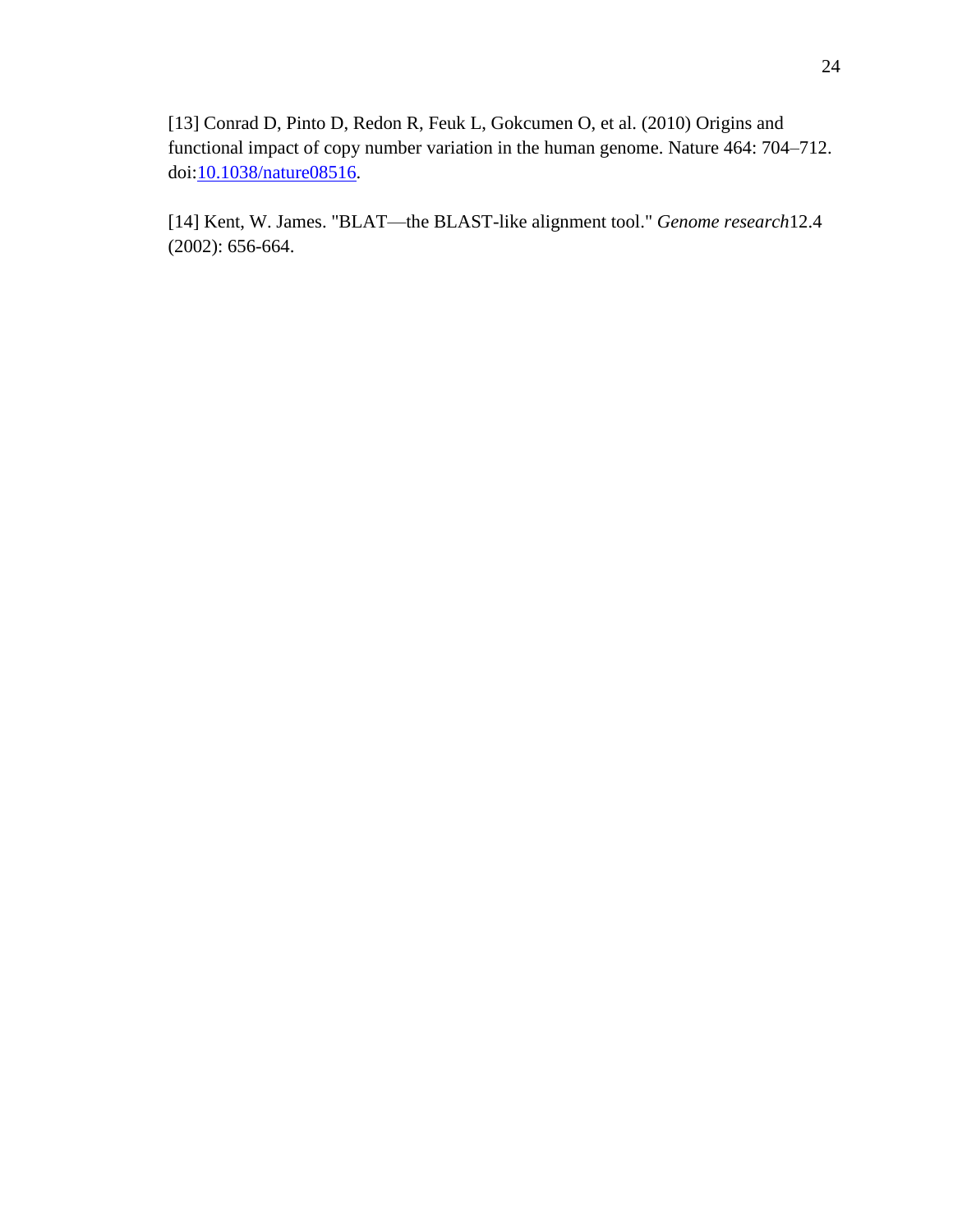[13] Conrad D, Pinto D, Redon R, Feuk L, Gokcumen O, et al. (2010) Origins and functional impact of copy number variation in the human genome. Nature 464: 704–712. doi:10.1038/nature08516.

[14] Kent, W. James. "BLAT—the BLAST-like alignment tool." *Genome research*12.4 (2002): 656-664.